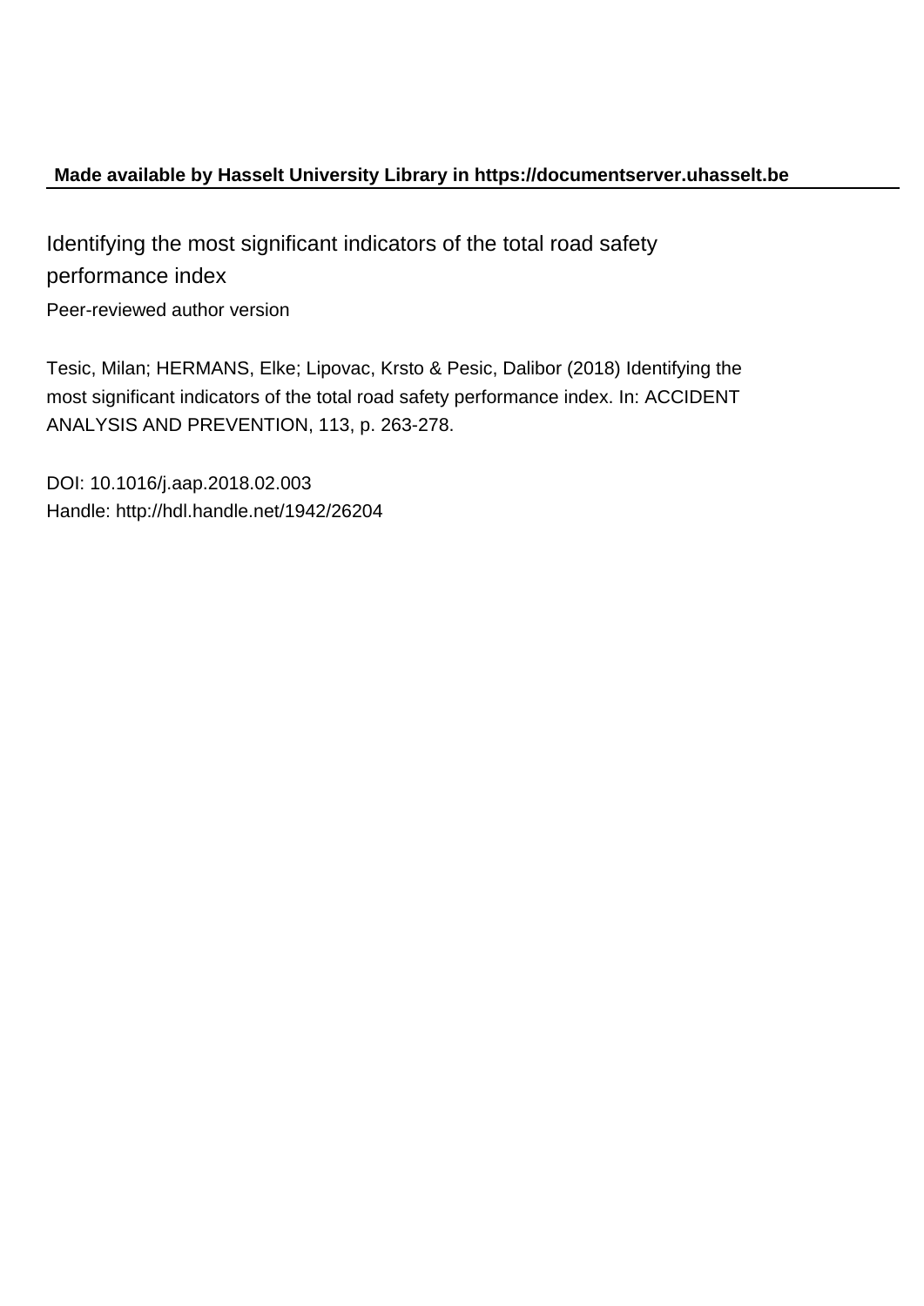**Made available by Hasselt University Library in https://documentserver.uhasselt.be**

Identifying the most significant indicators of the total road safety performance index

Peer-reviewed author version

Tesic, Milan; HERMANS, Elke; Lipovac, Krsto & Pesic, Dalibor (2018) Identifying the most significant indicators of the total road safety performance index. In: ACCIDENT ANALYSIS AND PREVENTION, 113, p. 263-278.

DOI: 10.1016/j.aap.2018.02.003
Handle: http://hdl.handle.net/1942/26204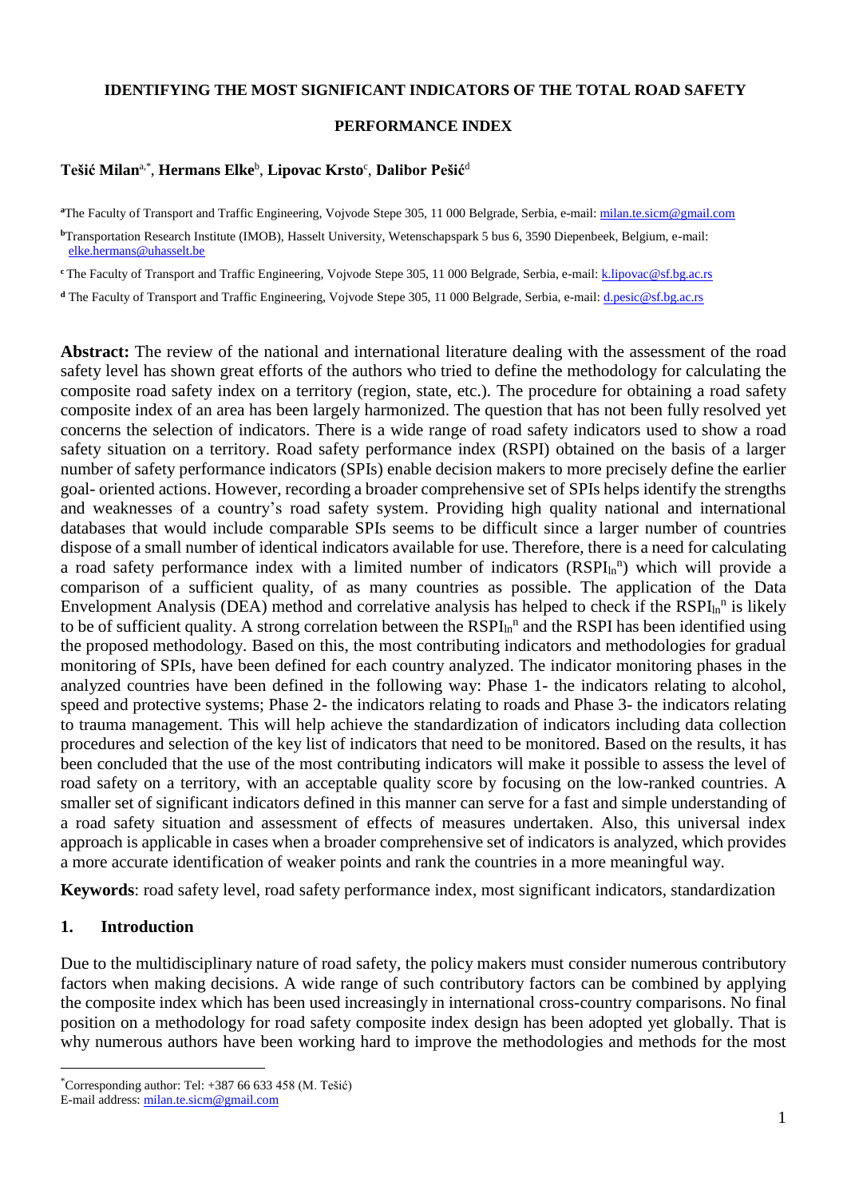**IDENTIFYING THE MOST SIGNIFICANT INDICATORS OF THE TOTAL ROAD SAFETY PERFORMANCE INDEX**

**Tešić Milan**[a,*], **Hermans Elke**[b], **Lipovac Krsto**[c], **Dalibor Pešić**[d]

[a]The Faculty of Transport and Traffic Engineering, Vojvode Stepe 305, 11 000 Belgrade, Serbia, e-mail: milan.te.sicm@gmail.com

[b]Transportation Research Institute (IMOB), Hasselt University, Wetenschapspark 5 bus 6, 3590 Diepenbeek, Belgium, e-mail: elke.hermans@uhasselt.be

[c] The Faculty of Transport and Traffic Engineering, Vojvode Stepe 305, 11 000 Belgrade, Serbia, e-mail: k.lipovac@sf.bg.ac.rs

[d] The Faculty of Transport and Traffic Engineering, Vojvode Stepe 305, 11 000 Belgrade, Serbia, e-mail: d.pesic@sf.bg.ac.rs

**Abstract:** The review of the national and international literature dealing with the assessment of the road safety level has shown great efforts of the authors who tried to define the methodology for calculating the composite road safety index on a territory (region, state, etc.). The procedure for obtaining a road safety composite index of an area has been largely harmonized. The question that has not been fully resolved yet concerns the selection of indicators. There is a wide range of road safety indicators used to show a road safety situation on a territory. Road safety performance index (RSPI) obtained on the basis of a larger number of safety performance indicators (SPIs) enable decision makers to more precisely define the earlier goal- oriented actions. However, recording a broader comprehensive set of SPIs helps identify the strengths and weaknesses of a country's road safety system. Providing high quality national and international databases that would include comparable SPIs seems to be difficult since a larger number of countries dispose of a small number of identical indicators available for use. Therefore, there is a need for calculating a road safety performance index with a limited number of indicators ($RSPI_{ln}^{n}$) which will provide a comparison of a sufficient quality, of as many countries as possible. The application of the Data Envelopment Analysis (DEA) method and correlative analysis has helped to check if the $RSPI_{ln}^{n}$ is likely to be of sufficient quality. A strong correlation between the $RSPI_{ln}^{n}$ and the RSPI has been identified using the proposed methodology. Based on this, the most contributing indicators and methodologies for gradual monitoring of SPIs, have been defined for each country analyzed. The indicator monitoring phases in the analyzed countries have been defined in the following way: Phase 1- the indicators relating to alcohol, speed and protective systems; Phase 2- the indicators relating to roads and Phase 3- the indicators relating to trauma management. This will help achieve the standardization of indicators including data collection procedures and selection of the key list of indicators that need to be monitored. Based on the results, it has been concluded that the use of the most contributing indicators will make it possible to assess the level of road safety on a territory, with an acceptable quality score by focusing on the low-ranked countries. A smaller set of significant indicators defined in this manner can serve for a fast and simple understanding of a road safety situation and assessment of effects of measures undertaken. Also, this universal index approach is applicable in cases when a broader comprehensive set of indicators is analyzed, which provides a more accurate identification of weaker points and rank the countries in a more meaningful way.

**Keywords**: road safety level, road safety performance index, most significant indicators, standardization

## 1. Introduction

Due to the multidisciplinary nature of road safety, the policy makers must consider numerous contributory factors when making decisions. A wide range of such contributory factors can be combined by applying the composite index which has been used increasingly in international cross-country comparisons. No final position on a methodology for road safety composite index design has been adopted yet globally. That is why numerous authors have been working hard to improve the methodologies and methods for the most

[*]Corresponding author: Tel: +387 66 633 458 (M. Tešić)
E-mail address: milan.te.sicm@gmail.com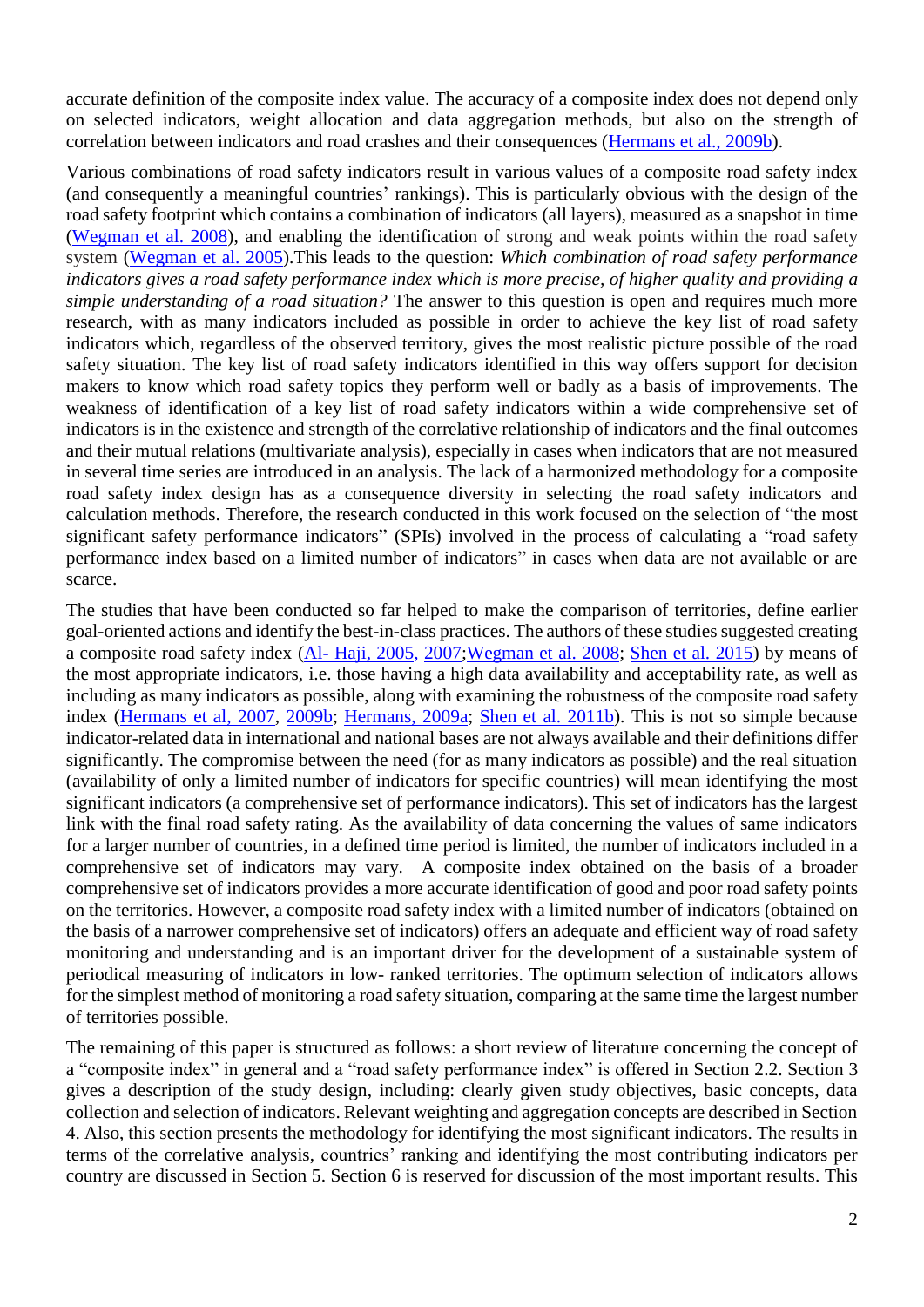accurate definition of the composite index value. The accuracy of a composite index does not depend only on selected indicators, weight allocation and data aggregation methods, but also on the strength of correlation between indicators and road crashes and their consequences (Hermans et al., 2009b).

Various combinations of road safety indicators result in various values of a composite road safety index (and consequently a meaningful countries' rankings). This is particularly obvious with the design of the road safety footprint which contains a combination of indicators (all layers), measured as a snapshot in time (Wegman et al. 2008), and enabling the identification of strong and weak points within the road safety system (Wegman et al. 2005).This leads to the question: *Which combination of road safety performance indicators gives a road safety performance index which is more precise, of higher quality and providing a simple understanding of a road situation?* The answer to this question is open and requires much more research, with as many indicators included as possible in order to achieve the key list of road safety indicators which, regardless of the observed territory, gives the most realistic picture possible of the road safety situation. The key list of road safety indicators identified in this way offers support for decision makers to know which road safety topics they perform well or badly as a basis of improvements. The weakness of identification of a key list of road safety indicators within a wide comprehensive set of indicators is in the existence and strength of the correlative relationship of indicators and the final outcomes and their mutual relations (multivariate analysis), especially in cases when indicators that are not measured in several time series are introduced in an analysis. The lack of a harmonized methodology for a composite road safety index design has as a consequence diversity in selecting the road safety indicators and calculation methods. Therefore, the research conducted in this work focused on the selection of "the most significant safety performance indicators" (SPIs) involved in the process of calculating a "road safety performance index based on a limited number of indicators" in cases when data are not available or are scarce.

The studies that have been conducted so far helped to make the comparison of territories, define earlier goal-oriented actions and identify the best-in-class practices. The authors of these studies suggested creating a composite road safety index (Al- Haji, 2005, 2007;Wegman et al. 2008; Shen et al. 2015) by means of the most appropriate indicators, i.e. those having a high data availability and acceptability rate, as well as including as many indicators as possible, along with examining the robustness of the composite road safety index (Hermans et al, 2007, 2009b; Hermans, 2009a; Shen et al. 2011b). This is not so simple because indicator-related data in international and national bases are not always available and their definitions differ significantly. The compromise between the need (for as many indicators as possible) and the real situation (availability of only a limited number of indicators for specific countries) will mean identifying the most significant indicators (a comprehensive set of performance indicators). This set of indicators has the largest link with the final road safety rating. As the availability of data concerning the values of same indicators for a larger number of countries, in a defined time period is limited, the number of indicators included in a comprehensive set of indicators may vary. A composite index obtained on the basis of a broader comprehensive set of indicators provides a more accurate identification of good and poor road safety points on the territories. However, a composite road safety index with a limited number of indicators (obtained on the basis of a narrower comprehensive set of indicators) offers an adequate and efficient way of road safety monitoring and understanding and is an important driver for the development of a sustainable system of periodical measuring of indicators in low- ranked territories. The optimum selection of indicators allows for the simplest method of monitoring a road safety situation, comparing at the same time the largest number of territories possible.

The remaining of this paper is structured as follows: a short review of literature concerning the concept of a "composite index" in general and a "road safety performance index" is offered in Section 2.2. Section 3 gives a description of the study design, including: clearly given study objectives, basic concepts, data collection and selection of indicators. Relevant weighting and aggregation concepts are described in Section 4. Also, this section presents the methodology for identifying the most significant indicators. The results in terms of the correlative analysis, countries' ranking and identifying the most contributing indicators per country are discussed in Section 5. Section 6 is reserved for discussion of the most important results. This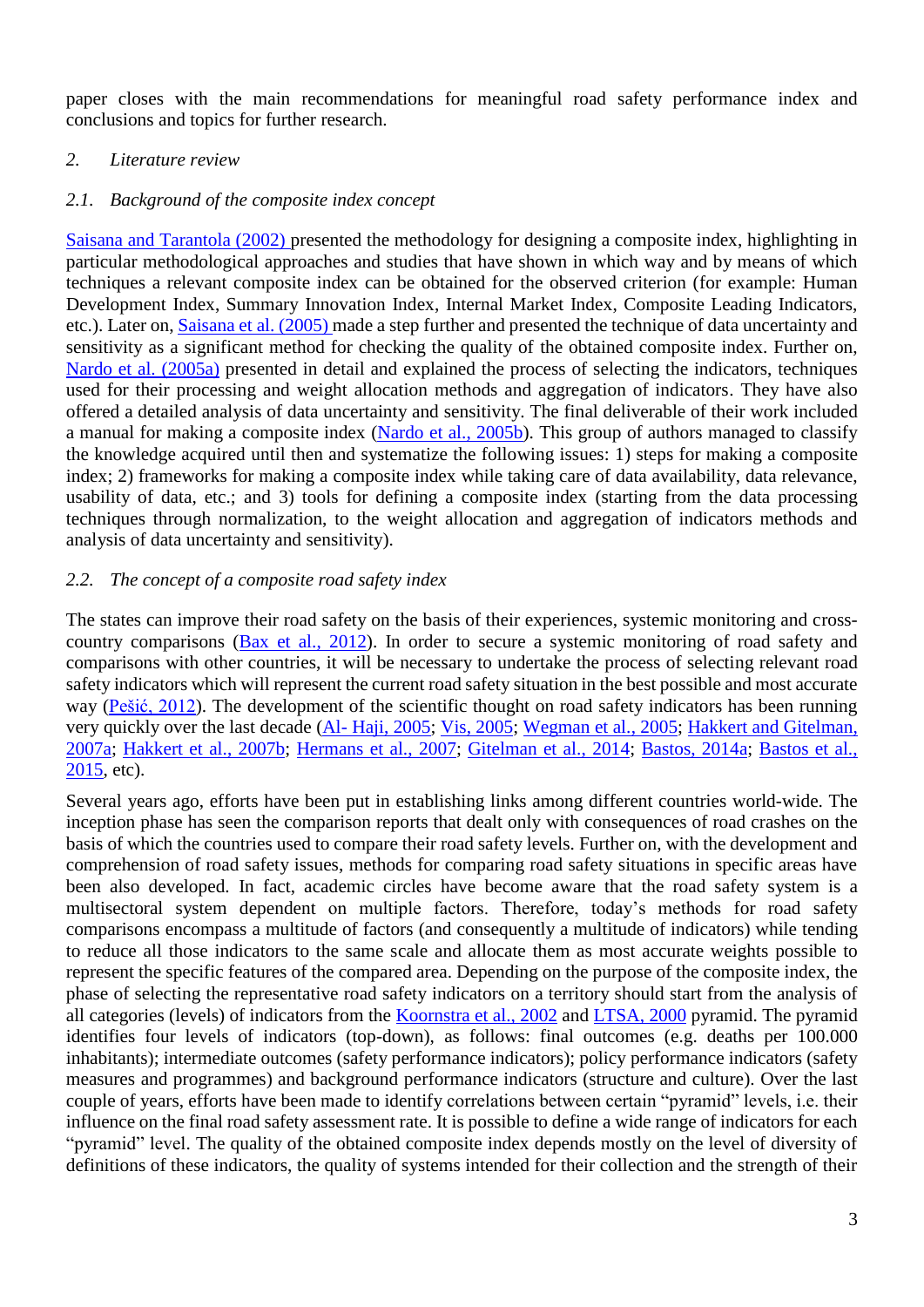paper closes with the main recommendations for meaningful road safety performance index and conclusions and topics for further research.

## *2. Literature review*

### *2.1. Background of the composite index concept*

Saisana and Tarantola (2002) presented the methodology for designing a composite index, highlighting in particular methodological approaches and studies that have shown in which way and by means of which techniques a relevant composite index can be obtained for the observed criterion (for example: Human Development Index, Summary Innovation Index, Internal Market Index, Composite Leading Indicators, etc.). Later on, Saisana et al. (2005) made a step further and presented the technique of data uncertainty and sensitivity as a significant method for checking the quality of the obtained composite index. Further on, Nardo et al. (2005a) presented in detail and explained the process of selecting the indicators, techniques used for their processing and weight allocation methods and aggregation of indicators. They have also offered a detailed analysis of data uncertainty and sensitivity. The final deliverable of their work included a manual for making a composite index (Nardo et al., 2005b). This group of authors managed to classify the knowledge acquired until then and systematize the following issues: 1) steps for making a composite index; 2) frameworks for making a composite index while taking care of data availability, data relevance, usability of data, etc.; and 3) tools for defining a composite index (starting from the data processing techniques through normalization, to the weight allocation and aggregation of indicators methods and analysis of data uncertainty and sensitivity).

### *2.2. The concept of a composite road safety index*

The states can improve their road safety on the basis of their experiences, systemic monitoring and cross-country comparisons (Bax et al., 2012). In order to secure a systemic monitoring of road safety and comparisons with other countries, it will be necessary to undertake the process of selecting relevant road safety indicators which will represent the current road safety situation in the best possible and most accurate way (Pešić, 2012). The development of the scientific thought on road safety indicators has been running very quickly over the last decade (Al- Haji, 2005; Vis, 2005; Wegman et al., 2005; Hakkert and Gitelman, 2007a; Hakkert et al., 2007b; Hermans et al., 2007; Gitelman et al., 2014; Bastos, 2014a; Bastos et al., 2015, etc).

Several years ago, efforts have been put in establishing links among different countries world-wide. The inception phase has seen the comparison reports that dealt only with consequences of road crashes on the basis of which the countries used to compare their road safety levels. Further on, with the development and comprehension of road safety issues, methods for comparing road safety situations in specific areas have been also developed. In fact, academic circles have become aware that the road safety system is a multisectoral system dependent on multiple factors. Therefore, today's methods for road safety comparisons encompass a multitude of factors (and consequently a multitude of indicators) while tending to reduce all those indicators to the same scale and allocate them as most accurate weights possible to represent the specific features of the compared area. Depending on the purpose of the composite index, the phase of selecting the representative road safety indicators on a territory should start from the analysis of all categories (levels) of indicators from the Koornstra et al., 2002 and LTSA, 2000 pyramid. The pyramid identifies four levels of indicators (top-down), as follows: final outcomes (e.g. deaths per 100.000 inhabitants); intermediate outcomes (safety performance indicators); policy performance indicators (safety measures and programmes) and background performance indicators (structure and culture). Over the last couple of years, efforts have been made to identify correlations between certain "pyramid" levels, i.e. their influence on the final road safety assessment rate. It is possible to define a wide range of indicators for each "pyramid" level. The quality of the obtained composite index depends mostly on the level of diversity of definitions of these indicators, the quality of systems intended for their collection and the strength of their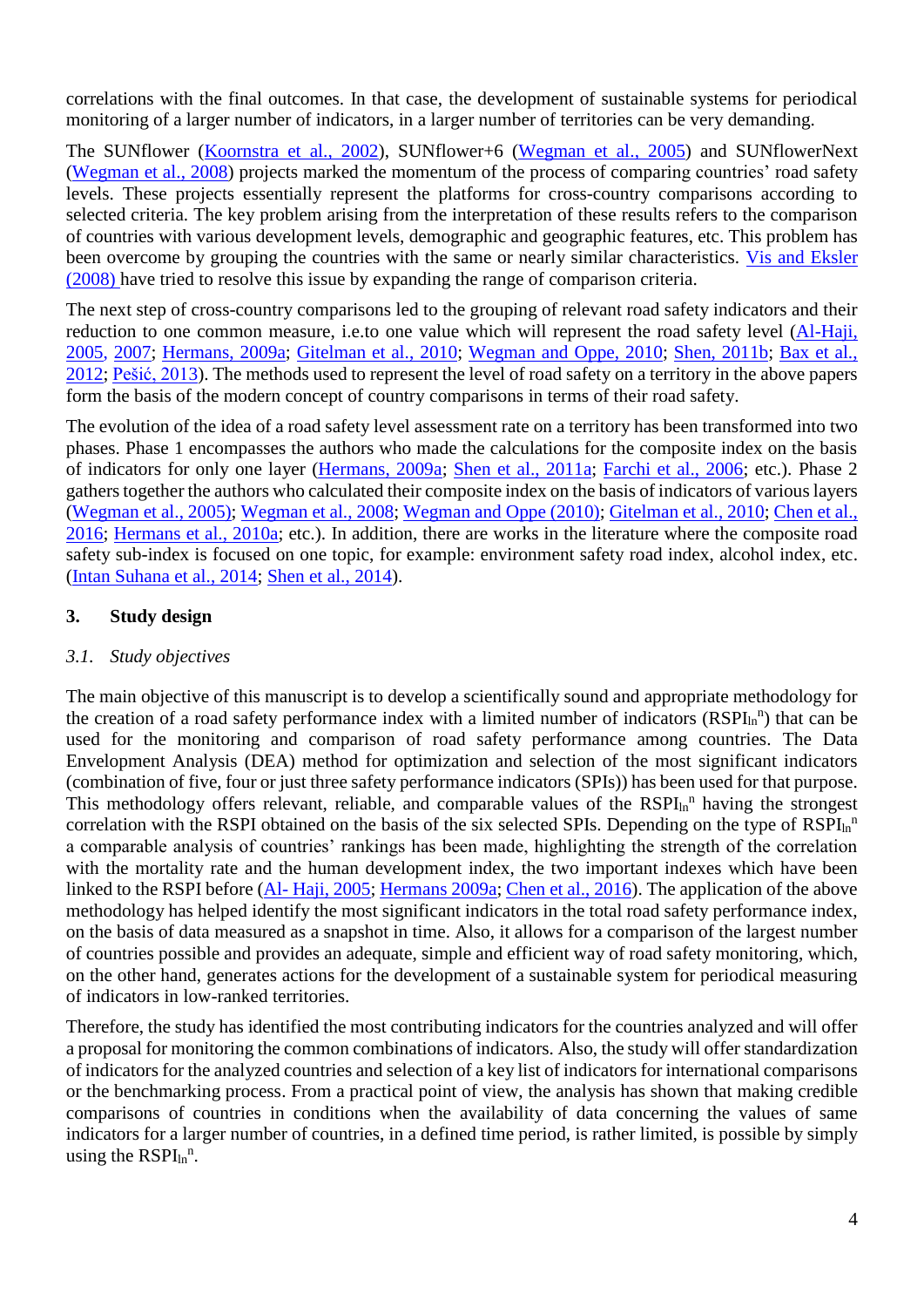correlations with the final outcomes. In that case, the development of sustainable systems for periodical monitoring of a larger number of indicators, in a larger number of territories can be very demanding.

The SUNflower (Koornstra et al., 2002), SUNflower+6 (Wegman et al., 2005) and SUNflowerNext (Wegman et al., 2008) projects marked the momentum of the process of comparing countries' road safety levels. These projects essentially represent the platforms for cross-country comparisons according to selected criteria. The key problem arising from the interpretation of these results refers to the comparison of countries with various development levels, demographic and geographic features, etc. This problem has been overcome by grouping the countries with the same or nearly similar characteristics. Vis and Eksler (2008) have tried to resolve this issue by expanding the range of comparison criteria.

The next step of cross-country comparisons led to the grouping of relevant road safety indicators and their reduction to one common measure, i.e.to one value which will represent the road safety level (Al-Haji, 2005, 2007; Hermans, 2009a; Gitelman et al., 2010; Wegman and Oppe, 2010; Shen, 2011b; Bax et al., 2012; Pešić, 2013). The methods used to represent the level of road safety on a territory in the above papers form the basis of the modern concept of country comparisons in terms of their road safety.

The evolution of the idea of a road safety level assessment rate on a territory has been transformed into two phases. Phase 1 encompasses the authors who made the calculations for the composite index on the basis of indicators for only one layer (Hermans, 2009a; Shen et al., 2011a; Farchi et al., 2006; etc.). Phase 2 gathers together the authors who calculated their composite index on the basis of indicators of various layers (Wegman et al., 2005); Wegman et al., 2008; Wegman and Oppe (2010); Gitelman et al., 2010; Chen et al., 2016; Hermans et al., 2010a; etc.). In addition, there are works in the literature where the composite road safety sub-index is focused on one topic, for example: environment safety road index, alcohol index, etc. (Intan Suhana et al., 2014; Shen et al., 2014).

## 3. Study design

### *3.1. Study objectives*

The main objective of this manuscript is to develop a scientifically sound and appropriate methodology for the creation of a road safety performance index with a limited number of indicators ($RSPI_{ln}^{n}$) that can be used for the monitoring and comparison of road safety performance among countries. The Data Envelopment Analysis (DEA) method for optimization and selection of the most significant indicators (combination of five, four or just three safety performance indicators (SPIs)) has been used for that purpose. This methodology offers relevant, reliable, and comparable values of the $RSPI_{ln}^{n}$ having the strongest correlation with the RSPI obtained on the basis of the six selected SPIs. Depending on the type of $RSPI_{ln}^{n}$ a comparable analysis of countries' rankings has been made, highlighting the strength of the correlation with the mortality rate and the human development index, the two important indexes which have been linked to the RSPI before (Al- Haji, 2005; Hermans 2009a; Chen et al., 2016). The application of the above methodology has helped identify the most significant indicators in the total road safety performance index, on the basis of data measured as a snapshot in time. Also, it allows for a comparison of the largest number of countries possible and provides an adequate, simple and efficient way of road safety monitoring, which, on the other hand, generates actions for the development of a sustainable system for periodical measuring of indicators in low-ranked territories.

Therefore, the study has identified the most contributing indicators for the countries analyzed and will offer a proposal for monitoring the common combinations of indicators. Also, the study will offer standardization of indicators for the analyzed countries and selection of a key list of indicators for international comparisons or the benchmarking process. From a practical point of view, the analysis has shown that making credible comparisons of countries in conditions when the availability of data concerning the values of same indicators for a larger number of countries, in a defined time period, is rather limited, is possible by simply using the $RSPI_{ln}^{n}$.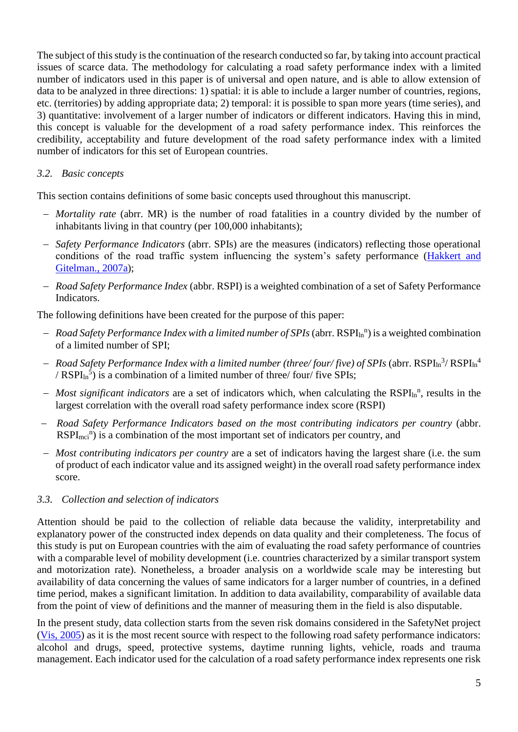The subject of this study is the continuation of the research conducted so far, by taking into account practical issues of scarce data. The methodology for calculating a road safety performance index with a limited number of indicators used in this paper is of universal and open nature, and is able to allow extension of data to be analyzed in three directions: 1) spatial: it is able to include a larger number of countries, regions, etc. (territories) by adding appropriate data; 2) temporal: it is possible to span more years (time series), and 3) quantitative: involvement of a larger number of indicators or different indicators. Having this in mind, this concept is valuable for the development of a road safety performance index. This reinforces the credibility, acceptability and future development of the road safety performance index with a limited number of indicators for this set of European countries.

### *3.2. Basic concepts*

This section contains definitions of some basic concepts used throughout this manuscript.

- *Mortality rate* (abrr. MR) is the number of road fatalities in a country divided by the number of inhabitants living in that country (per 100,000 inhabitants);
- *Safety Performance Indicators* (abrr. SPIs) are the measures (indicators) reflecting those operational conditions of the road traffic system influencing the system's safety performance (Hakkert and Gitelman., 2007a);
- *Road Safety Performance Index* (abbr. RSPI) is a weighted combination of a set of Safety Performance Indicators.

The following definitions have been created for the purpose of this paper:

- *Road Safety Performance Index with a limited number of SPIs* (abrr. $RSPI_{ln}^{n}$) is a weighted combination of a limited number of SPI;
- *Road Safety Performance Index with a limited number (three/ four/ five) of SPIs* (abrr. $RSPI_{ln}^{3}$/ $RSPI_{ln}^{4}$ / $RSPI_{ln}^{5}$) is a combination of a limited number of three/ four/ five SPIs;
- *Most significant indicators* are a set of indicators which, when calculating the $RSPI_{ln}^{n}$, results in the largest correlation with the overall road safety performance index score (RSPI)
- *Road Safety Performance Indicators based on the most contributing indicators per country* (abbr. $RSPI_{mci}^{n}$) is a combination of the most important set of indicators per country, and
- *Most contributing indicators per country* are a set of indicators having the largest share (i.e. the sum of product of each indicator value and its assigned weight) in the overall road safety performance index score.

### *3.3. Collection and selection of indicators*

Attention should be paid to the collection of reliable data because the validity, interpretability and explanatory power of the constructed index depends on data quality and their completeness. The focus of this study is put on European countries with the aim of evaluating the road safety performance of countries with a comparable level of mobility development (i.e. countries characterized by a similar transport system and motorization rate). Nonetheless, a broader analysis on a worldwide scale may be interesting but availability of data concerning the values of same indicators for a larger number of countries, in a defined time period, makes a significant limitation. In addition to data availability, comparability of available data from the point of view of definitions and the manner of measuring them in the field is also disputable.

In the present study, data collection starts from the seven risk domains considered in the SafetyNet project (Vis, 2005) as it is the most recent source with respect to the following road safety performance indicators: alcohol and drugs, speed, protective systems, daytime running lights, vehicle, roads and trauma management. Each indicator used for the calculation of a road safety performance index represents one risk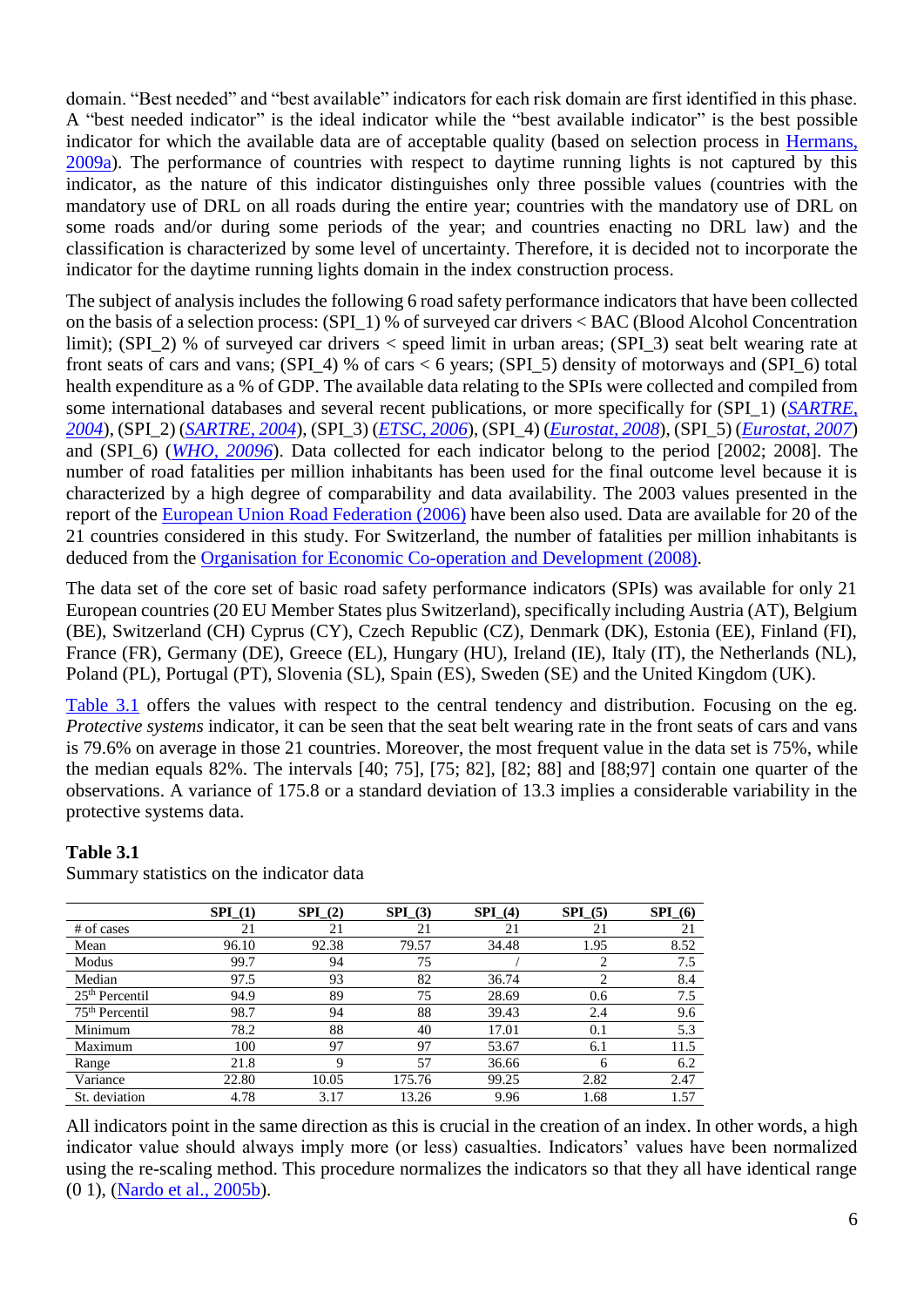domain. "Best needed" and "best available" indicators for each risk domain are first identified in this phase. A "best needed indicator" is the ideal indicator while the "best available indicator" is the best possible indicator for which the available data are of acceptable quality (based on selection process in Hermans, 2009a). The performance of countries with respect to daytime running lights is not captured by this indicator, as the nature of this indicator distinguishes only three possible values (countries with the mandatory use of DRL on all roads during the entire year; countries with the mandatory use of DRL on some roads and/or during some periods of the year; and countries enacting no DRL law) and the classification is characterized by some level of uncertainty. Therefore, it is decided not to incorporate the indicator for the daytime running lights domain in the index construction process.

The subject of analysis includes the following 6 road safety performance indicators that have been collected on the basis of a selection process: (SPI_1) % of surveyed car drivers < BAC (Blood Alcohol Concentration limit); (SPI_2) % of surveyed car drivers < speed limit in urban areas; (SPI_3) seat belt wearing rate at front seats of cars and vans; (SPI_4) % of cars < 6 years; (SPI_5) density of motorways and (SPI_6) total health expenditure as a % of GDP. The available data relating to the SPIs were collected and compiled from some international databases and several recent publications, or more specifically for (SPI_1) (*SARTRE, 2004*), (SPI_2) (*SARTRE, 2004*), (SPI_3) (*ETSC, 2006*), (SPI_4) (*Eurostat, 2008*), (SPI_5) (*Eurostat, 2007*) and (SPI_6) (*WHO, 20096*). Data collected for each indicator belong to the period [2002; 2008]. The number of road fatalities per million inhabitants has been used for the final outcome level because it is characterized by a high degree of comparability and data availability. The 2003 values presented in the report of the European Union Road Federation (2006) have been also used. Data are available for 20 of the 21 countries considered in this study. For Switzerland, the number of fatalities per million inhabitants is deduced from the Organisation for Economic Co-operation and Development (2008).

The data set of the core set of basic road safety performance indicators (SPIs) was available for only 21 European countries (20 EU Member States plus Switzerland), specifically including Austria (AT), Belgium (BE), Switzerland (CH) Cyprus (CY), Czech Republic (CZ), Denmark (DK), Estonia (EE), Finland (FI), France (FR), Germany (DE), Greece (EL), Hungary (HU), Ireland (IE), Italy (IT), the Netherlands (NL), Poland (PL), Portugal (PT), Slovenia (SL), Spain (ES), Sweden (SE) and the United Kingdom (UK).

Table 3.1 offers the values with respect to the central tendency and distribution. Focusing on the eg. *Protective systems* indicator, it can be seen that the seat belt wearing rate in the front seats of cars and vans is 79.6% on average in those 21 countries. Moreover, the most frequent value in the data set is 75%, while the median equals 82%. The intervals [40; 75], [75; 82], [82; 88] and [88;97] contain one quarter of the observations. A variance of 175.8 or a standard deviation of 13.3 implies a considerable variability in the protective systems data.

**Table 3.1**
Summary statistics on the indicator data

| | SPI_(1) | SPI_(2) | SPI_(3) | SPI_(4) | SPI_(5) | SPI_(6) |
|---|---|---|---|---|---|---|
| # of cases | 21 | 21 | 21 | 21 | 21 | 21 |
| Mean | 96.10 | 92.38 | 79.57 | 34.48 | 1.95 | 8.52 |
| Modus | 99.7 | 94 | 75 | / | 2 | 7.5 |
| Median | 97.5 | 93 | 82 | 36.74 | 2 | 8.4 |
| 25th Percentil | 94.9 | 89 | 75 | 28.69 | 0.6 | 7.5 |
| 75th Percentil | 98.7 | 94 | 88 | 39.43 | 2.4 | 9.6 |
| Minimum | 78.2 | 88 | 40 | 17.01 | 0.1 | 5.3 |
| Maximum | 100 | 97 | 97 | 53.67 | 6.1 | 11.5 |
| Range | 21.8 | 9 | 57 | 36.66 | 6 | 6.2 |
| Variance | 22.80 | 10.05 | 175.76 | 99.25 | 2.82 | 2.47 |
| St. deviation | 4.78 | 3.17 | 13.26 | 9.96 | 1.68 | 1.57 |

All indicators point in the same direction as this is crucial in the creation of an index. In other words, a high indicator value should always imply more (or less) casualties. Indicators' values have been normalized using the re-scaling method. This procedure normalizes the indicators so that they all have identical range (0 1), (Nardo et al., 2005b).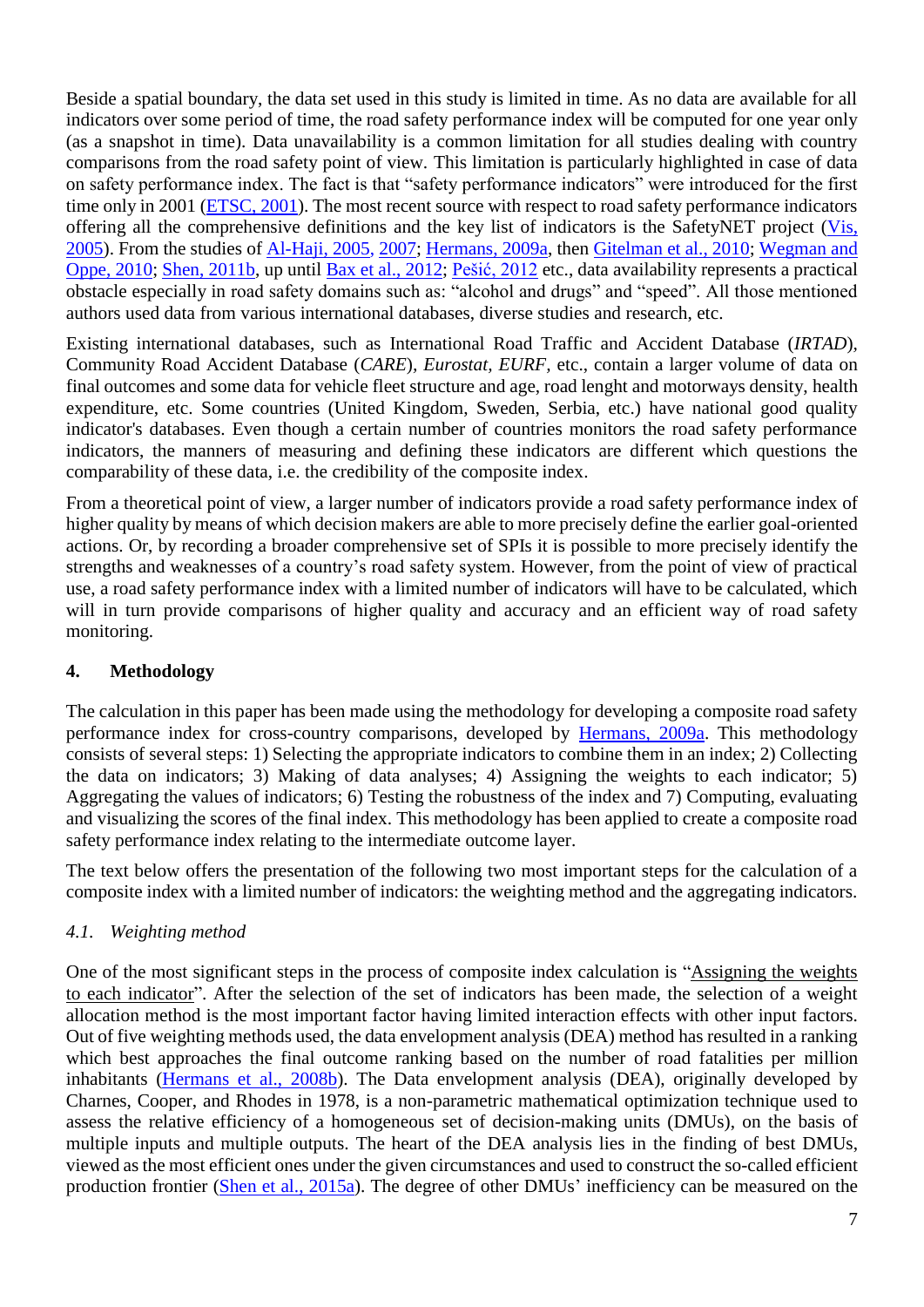Beside a spatial boundary, the data set used in this study is limited in time. As no data are available for all indicators over some period of time, the road safety performance index will be computed for one year only (as a snapshot in time). Data unavailability is a common limitation for all studies dealing with country comparisons from the road safety point of view. This limitation is particularly highlighted in case of data on safety performance index. The fact is that "safety performance indicators" were introduced for the first time only in 2001 (ETSC, 2001). The most recent source with respect to road safety performance indicators offering all the comprehensive definitions and the key list of indicators is the SafetyNET project (Vis, 2005). From the studies of Al-Haji, 2005, 2007; Hermans, 2009a, then Gitelman et al., 2010; Wegman and Oppe, 2010; Shen, 2011b, up until Bax et al., 2012; Pešić, 2012 etc., data availability represents a practical obstacle especially in road safety domains such as: "alcohol and drugs" and "speed". All those mentioned authors used data from various international databases, diverse studies and research, etc.

Existing international databases, such as International Road Traffic and Accident Database (*IRTAD*), Community Road Accident Database (*CARE*), *Eurostat*, *EURF*, etc., contain a larger volume of data on final outcomes and some data for vehicle fleet structure and age, road lenght and motorways density, health expenditure, etc. Some countries (United Kingdom, Sweden, Serbia, etc.) have national good quality indicator's databases. Even though a certain number of countries monitors the road safety performance indicators, the manners of measuring and defining these indicators are different which questions the comparability of these data, i.e. the credibility of the composite index.

From a theoretical point of view, a larger number of indicators provide a road safety performance index of higher quality by means of which decision makers are able to more precisely define the earlier goal-oriented actions. Or, by recording a broader comprehensive set of SPIs it is possible to more precisely identify the strengths and weaknesses of a country's road safety system. However, from the point of view of practical use, a road safety performance index with a limited number of indicators will have to be calculated, which will in turn provide comparisons of higher quality and accuracy and an efficient way of road safety monitoring.

## 4. Methodology

The calculation in this paper has been made using the methodology for developing a composite road safety performance index for cross-country comparisons, developed by Hermans, 2009a. This methodology consists of several steps: 1) Selecting the appropriate indicators to combine them in an index; 2) Collecting the data on indicators; 3) Making of data analyses; 4) Assigning the weights to each indicator; 5) Aggregating the values of indicators; 6) Testing the robustness of the index and 7) Computing, evaluating and visualizing the scores of the final index. This methodology has been applied to create a composite road safety performance index relating to the intermediate outcome layer.

The text below offers the presentation of the following two most important steps for the calculation of a composite index with a limited number of indicators: the weighting method and the aggregating indicators.

### *4.1. Weighting method*

One of the most significant steps in the process of composite index calculation is "Assigning the weights to each indicator". After the selection of the set of indicators has been made, the selection of a weight allocation method is the most important factor having limited interaction effects with other input factors. Out of five weighting methods used, the data envelopment analysis (DEA) method has resulted in a ranking which best approaches the final outcome ranking based on the number of road fatalities per million inhabitants (Hermans et al., 2008b). The Data envelopment analysis (DEA), originally developed by Charnes, Cooper, and Rhodes in 1978, is a non-parametric mathematical optimization technique used to assess the relative efficiency of a homogeneous set of decision-making units (DMUs), on the basis of multiple inputs and multiple outputs. The heart of the DEA analysis lies in the finding of best DMUs, viewed as the most efficient ones under the given circumstances and used to construct the so-called efficient production frontier (Shen et al., 2015a). The degree of other DMUs' inefficiency can be measured on the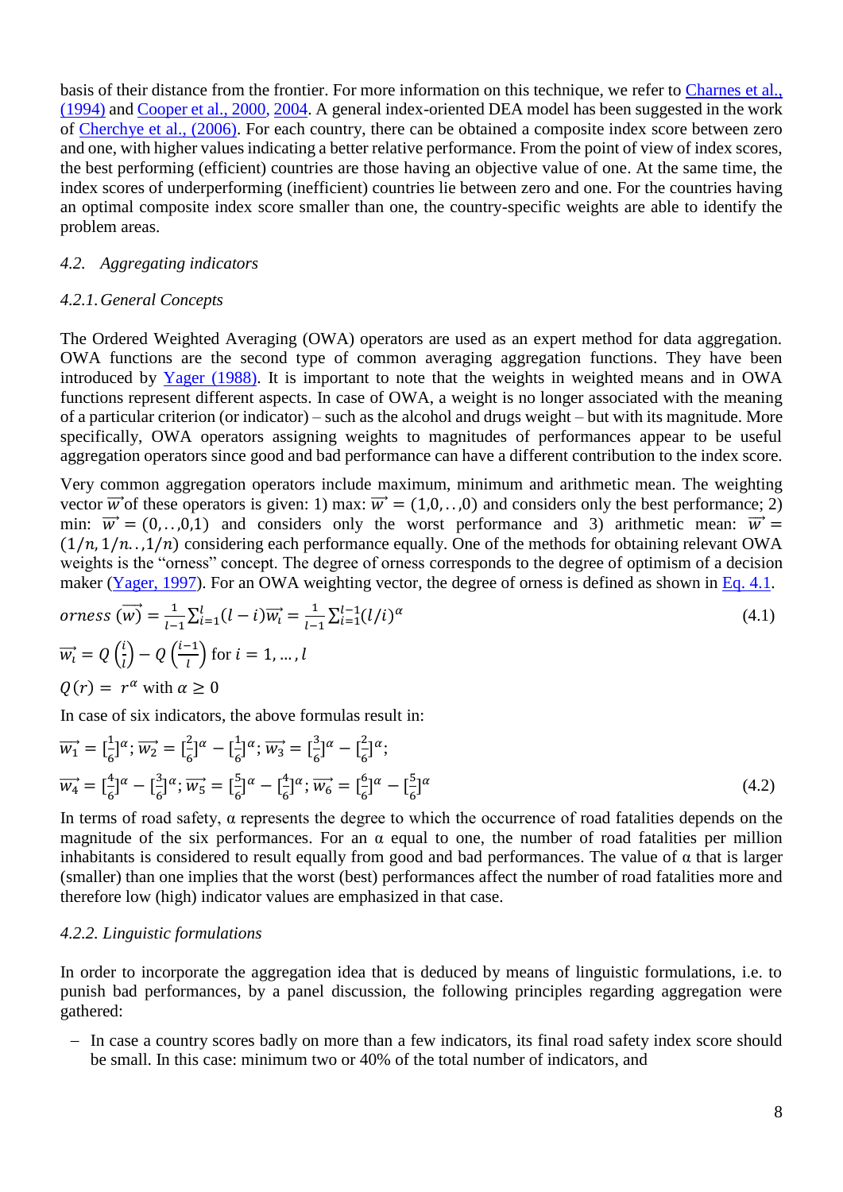basis of their distance from the frontier. For more information on this technique, we refer to Charnes et al., (1994) and Cooper et al., 2000, 2004. A general index-oriented DEA model has been suggested in the work of Cherchye et al., (2006). For each country, there can be obtained a composite index score between zero and one, with higher values indicating a better relative performance. From the point of view of index scores, the best performing (efficient) countries are those having an objective value of one. At the same time, the index scores of underperforming (inefficient) countries lie between zero and one. For the countries having an optimal composite index score smaller than one, the country-specific weights are able to identify the problem areas.

### 4.2. *Aggregating indicators*

#### 4.2.1. *General Concepts*

The Ordered Weighted Averaging (OWA) operators are used as an expert method for data aggregation. OWA functions are the second type of common averaging aggregation functions. They have been introduced by Yager (1988). It is important to note that the weights in weighted means and in OWA functions represent different aspects. In case of OWA, a weight is no longer associated with the meaning of a particular criterion (or indicator) – such as the alcohol and drugs weight – but with its magnitude. More specifically, OWA operators assigning weights to magnitudes of performances appear to be useful aggregation operators since good and bad performance can have a different contribution to the index score.

Very common aggregation operators include maximum, minimum and arithmetic mean. The weighting vector $\vec{w}$ of these operators is given: 1) max: $\vec{w} = (1,0,..,0)$ and considers only the best performance; 2) min: $\vec{w} = (0,..,0,1)$ and considers only the worst performance and 3) arithmetic mean: $\vec{w} = (1/n, 1/n..,1/n)$ considering each performance equally. One of the methods for obtaining relevant OWA weights is the "orness" concept. The degree of orness corresponds to the degree of optimism of a decision maker (Yager, 1997). For an OWA weighting vector, the degree of orness is defined as shown in Eq. 4.1.

$$orness\ (\overrightarrow{w}) = \frac{1}{l-1}\sum_{i=1}^{l}(l-i)\overrightarrow{w_i} = \frac{1}{l-1}\sum_{i=1}^{l-1}(l/i)^{\alpha} \tag{4.1}$$

$$\overrightarrow{w_i} = Q\left(\frac{i}{l}\right) - Q\left(\frac{i-1}{l}\right) \text{ for } i = 1, \dots, l$$

$$Q(r) = r^{\alpha} \text{ with } \alpha \geq 0$$

In case of six indicators, the above formulas result in:

$$\overrightarrow{w_1} = [\tfrac{1}{6}]^{\alpha}; \overrightarrow{w_2} = [\tfrac{2}{6}]^{\alpha} - [\tfrac{1}{6}]^{\alpha}; \overrightarrow{w_3} = [\tfrac{3}{6}]^{\alpha} - [\tfrac{2}{6}]^{\alpha};$$

$$\overrightarrow{w_4} = [\tfrac{4}{6}]^{\alpha} - [\tfrac{3}{6}]^{\alpha}; \overrightarrow{w_5} = [\tfrac{5}{6}]^{\alpha} - [\tfrac{4}{6}]^{\alpha}; \overrightarrow{w_6} = [\tfrac{6}{6}]^{\alpha} - [\tfrac{5}{6}]^{\alpha} \tag{4.2}$$

In terms of road safety, α represents the degree to which the occurrence of road fatalities depends on the magnitude of the six performances. For an α equal to one, the number of road fatalities per million inhabitants is considered to result equally from good and bad performances. The value of α that is larger (smaller) than one implies that the worst (best) performances affect the number of road fatalities more and therefore low (high) indicator values are emphasized in that case.

#### 4.2.2. *Linguistic formulations*

In order to incorporate the aggregation idea that is deduced by means of linguistic formulations, i.e. to punish bad performances, by a panel discussion, the following principles regarding aggregation were gathered:

- In case a country scores badly on more than a few indicators, its final road safety index score should be small. In this case: minimum two or 40% of the total number of indicators, and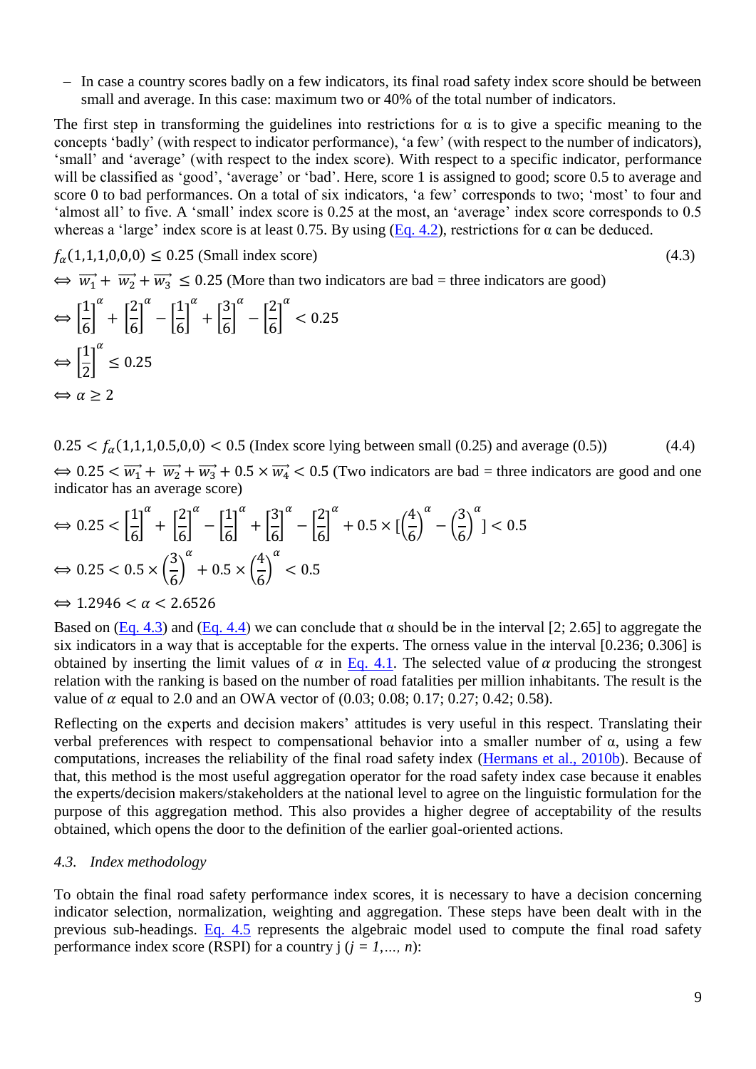– In case a country scores badly on a few indicators, its final road safety index score should be between small and average. In this case: maximum two or 40% of the total number of indicators.

The first step in transforming the guidelines into restrictions for α is to give a specific meaning to the concepts 'badly' (with respect to indicator performance), 'a few' (with respect to the number of indicators), 'small' and 'average' (with respect to the index score). With respect to a specific indicator, performance will be classified as 'good', 'average' or 'bad'. Here, score 1 is assigned to good; score 0.5 to average and score 0 to bad performances. On a total of six indicators, 'a few' corresponds to two; 'most' to four and 'almost all' to five. A 'small' index score is 0.25 at the most, an 'average' index score corresponds to 0.5 whereas a 'large' index score is at least 0.75. By using (Eq. 4.2), restrictions for α can be deduced.

$$f_\alpha(1,1,1,0,0,0) \leq 0.25 \text{ (Small index score)} \tag{4.3}$$

$$\Leftrightarrow \overrightarrow{w_1} + \overrightarrow{w_2} + \overrightarrow{w_3} \leq 0.25 \text{ (More than two indicators are bad = three indicators are good)}$$

$$\Leftrightarrow \left[\frac{1}{6}\right]^\alpha + \left[\frac{2}{6}\right]^\alpha - \left[\frac{1}{6}\right]^\alpha + \left[\frac{3}{6}\right]^\alpha - \left[\frac{2}{6}\right]^\alpha < 0.25$$

$$\Leftrightarrow \left[\frac{1}{2}\right]^\alpha \leq 0.25$$

$$\Leftrightarrow \alpha \geq 2$$

$$0.25 < f_\alpha(1,1,1,0.5,0,0) < 0.5 \text{ (Index score lying between small (0.25) and average (0.5))} \tag{4.4}$$

$$\Leftrightarrow 0.25 < \overrightarrow{w_1} + \overrightarrow{w_2} + \overrightarrow{w_3} + 0.5 \times \overrightarrow{w_4} < 0.5 \text{ (Two indicators are bad = three indicators are good and one indicator has an average score)}$$

$$\Leftrightarrow 0.25 < \left[\frac{1}{6}\right]^\alpha + \left[\frac{2}{6}\right]^\alpha - \left[\frac{1}{6}\right]^\alpha + \left[\frac{3}{6}\right]^\alpha - \left[\frac{2}{6}\right]^\alpha + 0.5 \times [\left(\frac{4}{6}\right)^\alpha - \left(\frac{3}{6}\right)^\alpha] < 0.5$$

$$\Leftrightarrow 0.25 < 0.5 \times \left(\frac{3}{6}\right)^\alpha + 0.5 \times \left(\frac{4}{6}\right)^\alpha < 0.5$$

$$\Leftrightarrow 1.2946 < \alpha < 2.6526$$

Based on (Eq. 4.3) and (Eq. 4.4) we can conclude that α should be in the interval [2; 2.65] to aggregate the six indicators in a way that is acceptable for the experts. The orness value in the interval [0.236; 0.306] is obtained by inserting the limit values of $\alpha$ in Eq. 4.1. The selected value of $\alpha$ producing the strongest relation with the ranking is based on the number of road fatalities per million inhabitants. The result is the value of $\alpha$ equal to 2.0 and an OWA vector of (0.03; 0.08; 0.17; 0.27; 0.42; 0.58).

Reflecting on the experts and decision makers' attitudes is very useful in this respect. Translating their verbal preferences with respect to compensational behavior into a smaller number of α, using a few computations, increases the reliability of the final road safety index (Hermans et al., 2010b). Because of that, this method is the most useful aggregation operator for the road safety index case because it enables the experts/decision makers/stakeholders at the national level to agree on the linguistic formulation for the purpose of this aggregation method. This also provides a higher degree of acceptability of the results obtained, which opens the door to the definition of the earlier goal-oriented actions.

### *4.3. Index methodology*

To obtain the final road safety performance index scores, it is necessary to have a decision concerning indicator selection, normalization, weighting and aggregation. These steps have been dealt with in the previous sub-headings. Eq. 4.5 represents the algebraic model used to compute the final road safety performance index score (RSPI) for a country j ($j = 1, \ldots, n$):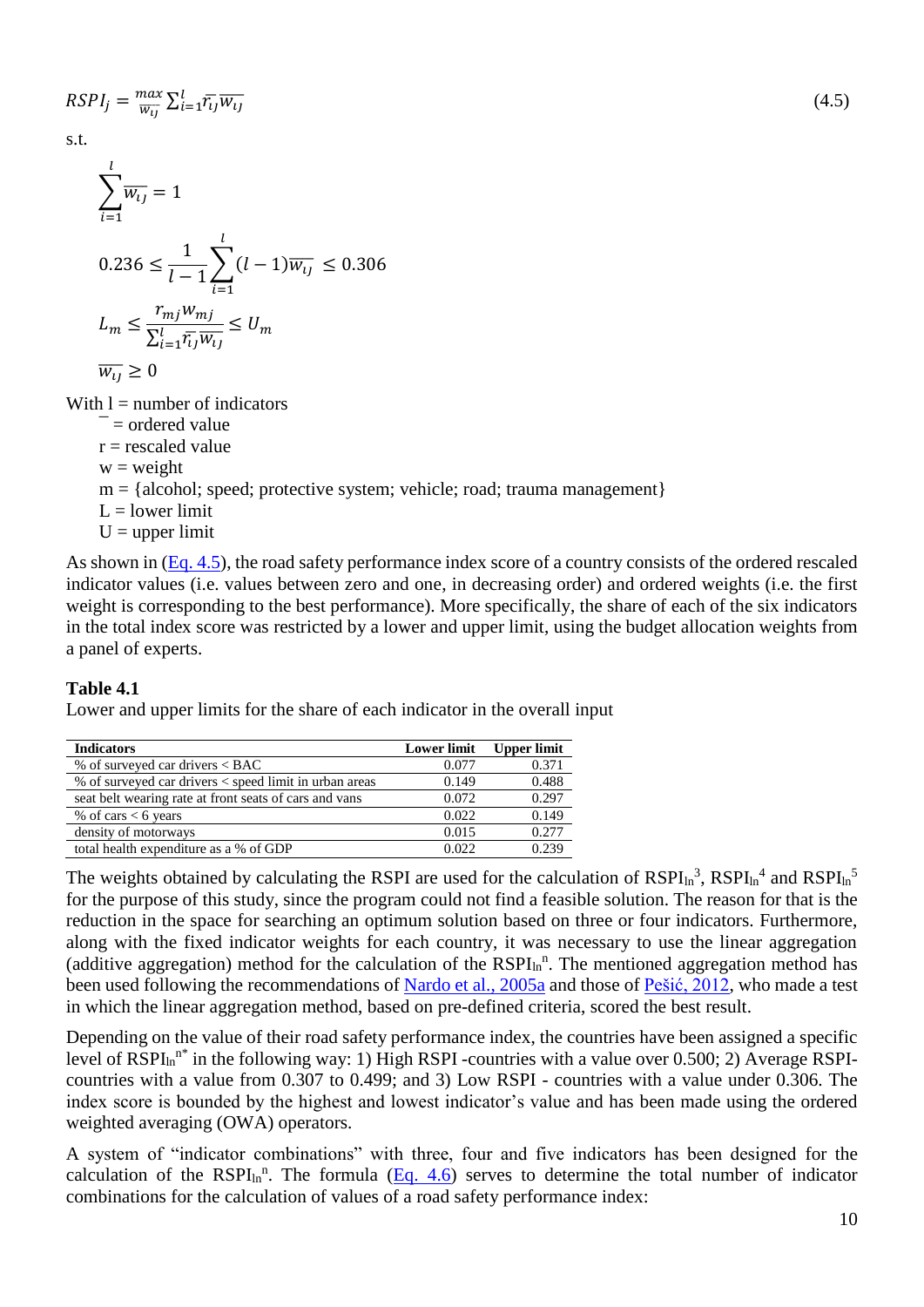$$RSPI_j = \max_{\overline{w_{ij}}} \sum_{i=1}^{l} \overline{r_{ij}} \overline{w_{ij}} \tag{4.5}$$

s.t.

$$\sum_{i=1}^{l} \overline{w_{ij}} = 1$$

$$0.236 \leq \frac{1}{l-1} \sum_{i=1}^{l} (l-1) \overline{w_{ij}} \leq 0.306$$

$$L_m \leq \frac{r_{mj} w_{mj}}{\sum_{i=1}^{l} \overline{r_{ij}} \overline{w_{ij}}} \leq U_m$$

$$\overline{w_{ij}} \geq 0$$

With l = number of indicators
  ¯ = ordered value
  r = rescaled value
  w = weight
  m = {alcohol; speed; protective system; vehicle; road; trauma management}
  L = lower limit
  U = upper limit

As shown in (Eq. 4.5), the road safety performance index score of a country consists of the ordered rescaled indicator values (i.e. values between zero and one, in decreasing order) and ordered weights (i.e. the first weight is corresponding to the best performance). More specifically, the share of each of the six indicators in the total index score was restricted by a lower and upper limit, using the budget allocation weights from a panel of experts.

**Table 4.1**
Lower and upper limits for the share of each indicator in the overall input

| Indicators | Lower limit | Upper limit |
|---|---|---|
| % of surveyed car drivers < BAC | 0.077 | 0.371 |
| % of surveyed car drivers < speed limit in urban areas | 0.149 | 0.488 |
| seat belt wearing rate at front seats of cars and vans | 0.072 | 0.297 |
| % of cars < 6 years | 0.022 | 0.149 |
| density of motorways | 0.015 | 0.277 |
| total health expenditure as a % of GDP | 0.022 | 0.239 |

The weights obtained by calculating the RSPI are used for the calculation of $RSPI_{ln}^{3}$, $RSPI_{ln}^{4}$ and $RSPI_{ln}^{5}$ for the purpose of this study, since the program could not find a feasible solution. The reason for that is the reduction in the space for searching an optimum solution based on three or four indicators. Furthermore, along with the fixed indicator weights for each country, it was necessary to use the linear aggregation (additive aggregation) method for the calculation of the $RSPI_{ln}^{n}$. The mentioned aggregation method has been used following the recommendations of Nardo et al., 2005a and those of Pešić, 2012, who made a test in which the linear aggregation method, based on pre-defined criteria, scored the best result.

Depending on the value of their road safety performance index, the countries have been assigned a specific level of $RSPI_{ln}^{n*}$ in the following way: 1) High RSPI -countries with a value over 0.500; 2) Average RSPI-countries with a value from 0.307 to 0.499; and 3) Low RSPI - countries with a value under 0.306. The index score is bounded by the highest and lowest indicator's value and has been made using the ordered weighted averaging (OWA) operators.

A system of "indicator combinations" with three, four and five indicators has been designed for the calculation of the $RSPI_{ln}^{n}$. The formula (Eq. 4.6) serves to determine the total number of indicator combinations for the calculation of values of a road safety performance index: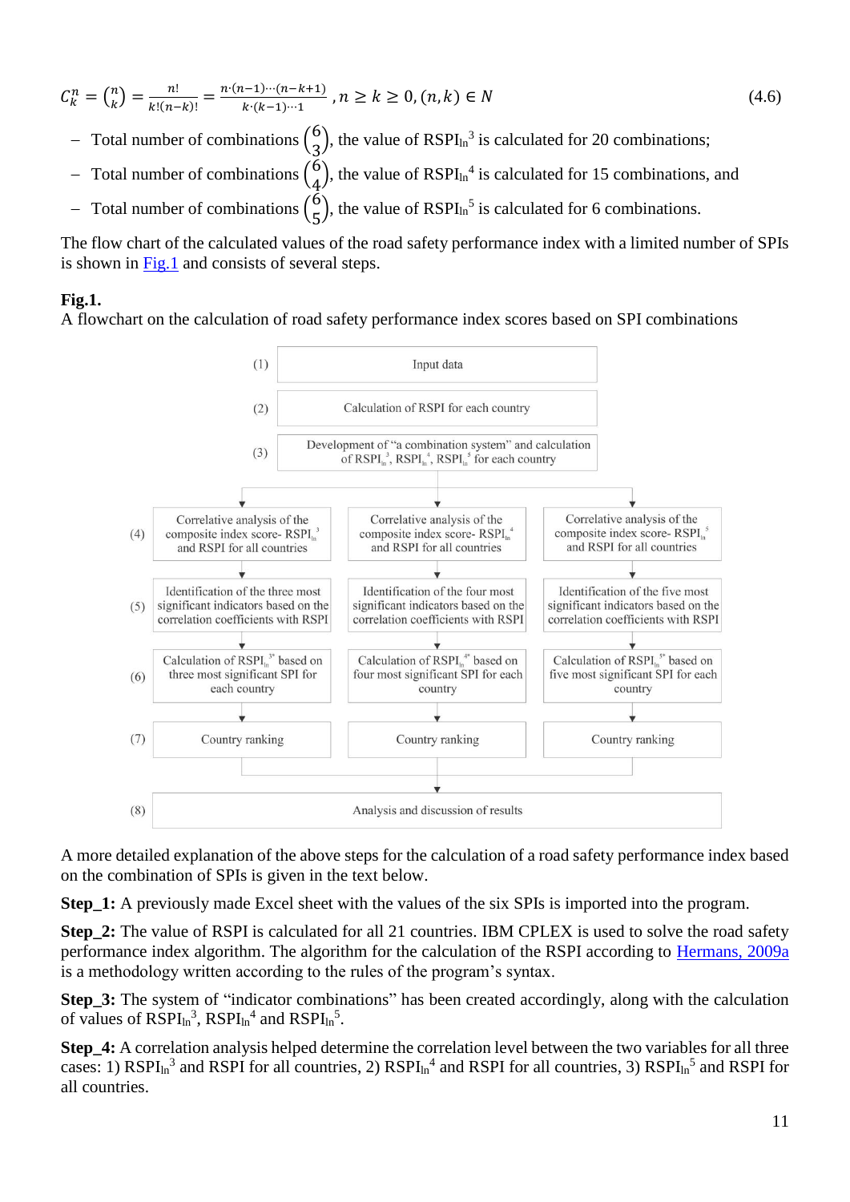$$C_k^n = \binom{n}{k} = \frac{n!}{k!(n-k)!} = \frac{n \cdot (n-1) \cdots (n-k+1)}{k \cdot (k-1) \cdots 1}, n \geq k \geq 0, (n,k) \in N \tag{4.6}$$

- Total number of combinations $\binom{6}{3}$, the value of $RSPI_{ln}^3$ is calculated for 20 combinations;
- Total number of combinations $\binom{6}{4}$, the value of $RSPI_{ln}^4$ is calculated for 15 combinations, and
- Total number of combinations $\binom{6}{5}$, the value of $RSPI_{ln}^5$ is calculated for 6 combinations.

The flow chart of the calculated values of the road safety performance index with a limited number of SPIs is shown in Fig.1 and consists of several steps.

**Fig.1.**
A flowchart on the calculation of road safety performance index scores based on SPI combinations

(1) Input data

(2) Calculation of RSPI for each country

(3) Development of "a combination system" and calculation of $RSPI_{ln}^3$, $RSPI_{ln}^4$, $RSPI_{ln}^5$ for each country

| Step | | | |
|---|---|---|---|
| (4) | Correlative analysis of the composite index score- $RSPI_{ln}^3$ and RSPI for all countries | Correlative analysis of the composite index score- $RSPI_{ln}^4$ and RSPI for all countries | Correlative analysis of the composite index score- $RSPI_{ln}^5$ and RSPI for all countries |
| (5) | Identification of the three most significant indicators based on the correlation coefficients with RSPI | Identification of the four most significant indicators based on the correlation coefficients with RSPI | Identification of the five most significant indicators based on the correlation coefficients with RSPI |
| (6) | Calculation of $RSPI_{ln}^{3*}$ based on three most significant SPI for each country | Calculation of $RSPI_{ln}^{4*}$ based on four most significant SPI for each country | Calculation of $RSPI_{ln}^{5*}$ based on five most significant SPI for each country |
| (7) | Country ranking | Country ranking | Country ranking |

(8) Analysis and discussion of results

A more detailed explanation of the above steps for the calculation of a road safety performance index based on the combination of SPIs is given in the text below.

**Step_1:** A previously made Excel sheet with the values of the six SPIs is imported into the program.

**Step_2:** The value of RSPI is calculated for all 21 countries. IBM CPLEX is used to solve the road safety performance index algorithm. The algorithm for the calculation of the RSPI according to Hermans, 2009a is a methodology written according to the rules of the program's syntax.

**Step_3:** The system of "indicator combinations" has been created accordingly, along with the calculation of values of $RSPI_{ln}^3$, $RSPI_{ln}^4$ and $RSPI_{ln}^5$.

**Step_4:** A correlation analysis helped determine the correlation level between the two variables for all three cases: 1) $RSPI_{ln}^3$ and RSPI for all countries, 2) $RSPI_{ln}^4$ and RSPI for all countries, 3) $RSPI_{ln}^5$ and RSPI for all countries.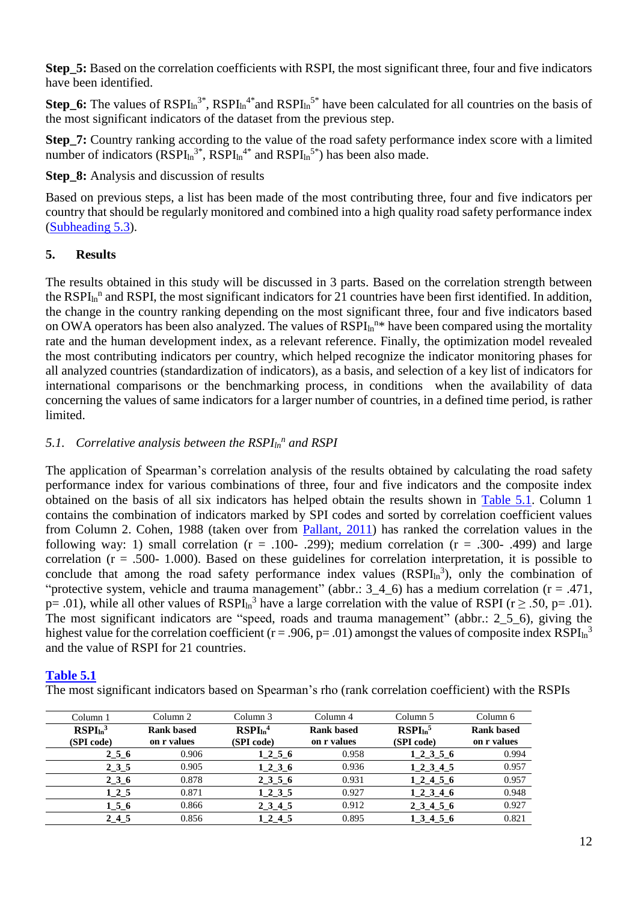**Step_5:** Based on the correlation coefficients with RSPI, the most significant three, four and five indicators have been identified.

**Step_6:** The values of $RSPI_{ln}^{3*}$, $RSPI_{ln}^{4*}$ and $RSPI_{ln}^{5*}$ have been calculated for all countries on the basis of the most significant indicators of the dataset from the previous step.

**Step_7:** Country ranking according to the value of the road safety performance index score with a limited number of indicators ($RSPI_{ln}^{3*}$, $RSPI_{ln}^{4*}$ and $RSPI_{ln}^{5*}$) has been also made.

**Step_8:** Analysis and discussion of results

Based on previous steps, a list has been made of the most contributing three, four and five indicators per country that should be regularly monitored and combined into a high quality road safety performance index (Subheading 5.3).

## 5. Results

The results obtained in this study will be discussed in 3 parts. Based on the correlation strength between the $RSPI_{ln}^{n}$ and RSPI, the most significant indicators for 21 countries have been first identified. In addition, the change in the country ranking depending on the most significant three, four and five indicators based on OWA operators has been also analyzed. The values of $RSPI_{ln}^{n*}$ have been compared using the mortality rate and the human development index, as a relevant reference. Finally, the optimization model revealed the most contributing indicators per country, which helped recognize the indicator monitoring phases for all analyzed countries (standardization of indicators), as a basis, and selection of a key list of indicators for international comparisons or the benchmarking process, in conditions when the availability of data concerning the values of same indicators for a larger number of countries, in a defined time period, is rather limited.

### *5.1. Correlative analysis between the $RSPI_{ln}^{n}$ and RSPI*

The application of Spearman's correlation analysis of the results obtained by calculating the road safety performance index for various combinations of three, four and five indicators and the composite index obtained on the basis of all six indicators has helped obtain the results shown in Table 5.1. Column 1 contains the combination of indicators marked by SPI codes and sorted by correlation coefficient values from Column 2. Cohen, 1988 (taken over from Pallant, 2011) has ranked the correlation values in the following way: 1) small correlation (r = .100- .299); medium correlation (r = .300- .499) and large correlation (r = .500- 1.000). Based on these guidelines for correlation interpretation, it is possible to conclude that among the road safety performance index values ($RSPI_{ln}^{3}$), only the combination of "protective system, vehicle and trauma management" (abbr.: 3_4_6) has a medium correlation (r = .471, p= .01), while all other values of $RSPI_{ln}^{3}$ have a large correlation with the value of RSPI (r ≥ .50, p= .01). The most significant indicators are "speed, roads and trauma management" (abbr.: 2_5_6), giving the highest value for the correlation coefficient (r = .906, p= .01) amongst the values of composite index $RSPI_{ln}^{3}$ and the value of RSPI for 21 countries.

**Table 5.1**

The most significant indicators based on Spearman's rho (rank correlation coefficient) with the RSPIs

| Column 1<br>$RSPI_{ln}^{3}$ (SPI code) | Column 2<br>Rank based on r values | Column 3<br>$RSPI_{ln}^{4}$ (SPI code) | Column 4<br>Rank based on r values | Column 5<br>$RSPI_{ln}^{5}$ (SPI code) | Column 6<br>Rank based on r values |
|---|---|---|---|---|---|
| 2_5_6 | 0.906 | 1_2_5_6 | 0.958 | 1_2_3_5_6 | 0.994 |
| 2_3_5 | 0.905 | 1_2_3_6 | 0.936 | 1_2_3_4_5 | 0.957 |
| 2_3_6 | 0.878 | 2_3_5_6 | 0.931 | 1_2_4_5_6 | 0.957 |
| 1_2_5 | 0.871 | 1_2_3_5 | 0.927 | 1_2_3_4_6 | 0.948 |
| 1_5_6 | 0.866 | 2_3_4_5 | 0.912 | 2_3_4_5_6 | 0.927 |
| 2_4_5 | 0.856 | 1_2_4_5 | 0.895 | 1_3_4_5_6 | 0.821 |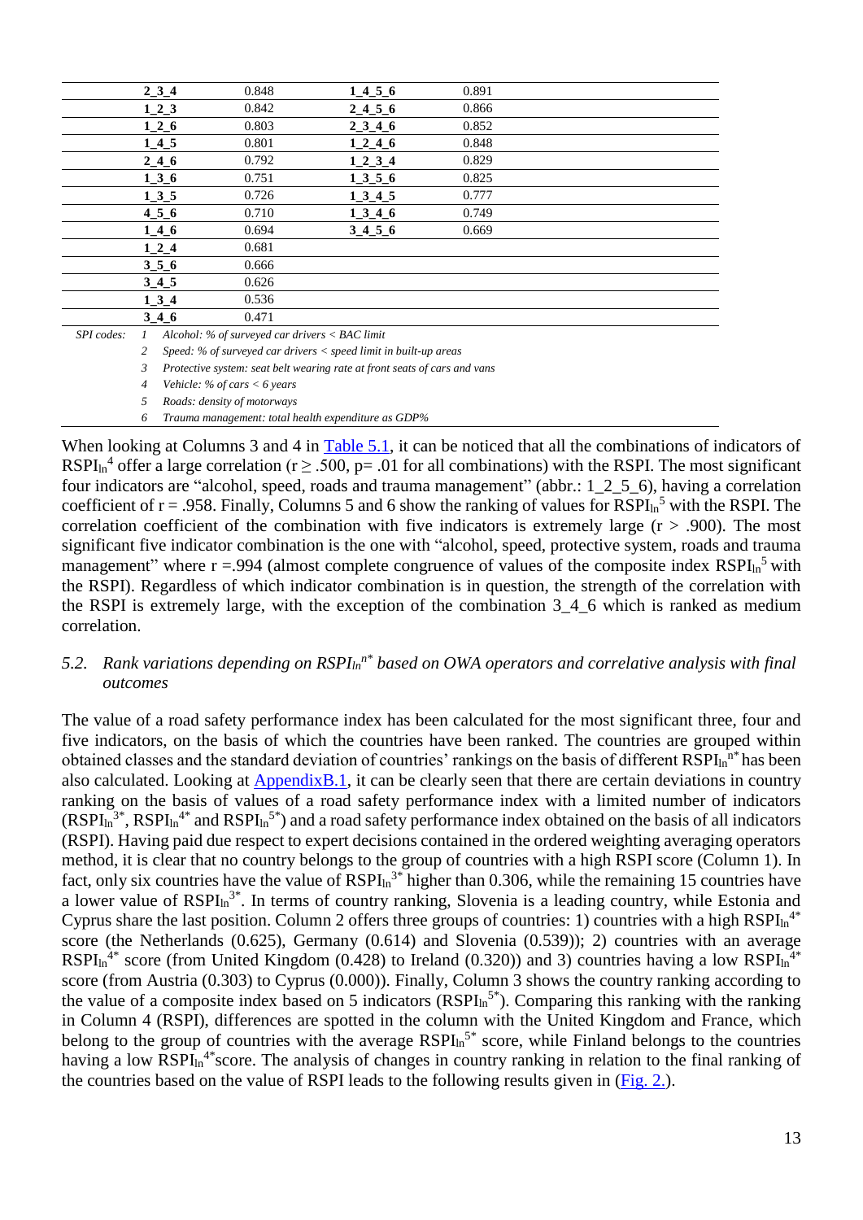| | | | | |
|---|---|---|---|---|
| | **2_3_4** | 0.848 | **1_4_5_6** | 0.891 |
| | **1_2_3** | 0.842 | **2_4_5_6** | 0.866 |
| | **1_2_6** | 0.803 | **2_3_4_6** | 0.852 |
| | **1_4_5** | 0.801 | **1_2_4_6** | 0.848 |
| | **2_4_6** | 0.792 | **1_2_3_4** | 0.829 |
| | **1_3_6** | 0.751 | **1_3_5_6** | 0.825 |
| | **1_3_5** | 0.726 | **1_3_4_5** | 0.777 |
| | **4_5_6** | 0.710 | **1_3_4_6** | 0.749 |
| | **1_4_6** | 0.694 | **3_4_5_6** | 0.669 |
| | **1_2_4** | 0.681 | | |
| | **3_5_6** | 0.666 | | |
| | **3_4_5** | 0.626 | | |
| | **1_3_4** | 0.536 | | |
| | **3_4_6** | 0.471 | | |

*SPI codes:*
1. *Alcohol: % of surveyed car drivers < BAC limit*
2. *Speed: % of surveyed car drivers < speed limit in built-up areas*
3. *Protective system: seat belt wearing rate at front seats of cars and vans*
4. *Vehicle: % of cars < 6 years*
5. *Roads: density of motorways*
6. *Trauma management: total health expenditure as GDP%*

When looking at Columns 3 and 4 in Table 5.1, it can be noticed that all the combinations of indicators of $RSPI_{ln}^4$ offer a large correlation ($r \geq .500$, $p = .01$ for all combinations) with the RSPI. The most significant four indicators are "alcohol, speed, roads and trauma management" (abbr.: 1_2_5_6), having a correlation coefficient of $r = .958$. Finally, Columns 5 and 6 show the ranking of values for $RSPI_{ln}^5$ with the RSPI. The correlation coefficient of the combination with five indicators is extremely large ($r > .900$). The most significant five indicator combination is the one with "alcohol, speed, protective system, roads and trauma management" where $r = .994$ (almost complete congruence of values of the composite index $RSPI_{ln}^5$ with the RSPI). Regardless of which indicator combination is in question, the strength of the correlation with the RSPI is extremely large, with the exception of the combination 3_4_6 which is ranked as medium correlation.

### *5.2. Rank variations depending on $RSPI_{ln}^{n*}$ based on OWA operators and correlative analysis with final outcomes*

The value of a road safety performance index has been calculated for the most significant three, four and five indicators, on the basis of which the countries have been ranked. The countries are grouped within obtained classes and the standard deviation of countries' rankings on the basis of different $RSPI_{ln}^{n*}$ has been also calculated. Looking at AppendixB.1, it can be clearly seen that there are certain deviations in country ranking on the basis of values of a road safety performance index with a limited number of indicators ($RSPI_{ln}^{3*}$, $RSPI_{ln}^{4*}$ and $RSPI_{ln}^{5*}$) and a road safety performance index obtained on the basis of all indicators (RSPI). Having paid due respect to expert decisions contained in the ordered weighting averaging operators method, it is clear that no country belongs to the group of countries with a high RSPI score (Column 1). In fact, only six countries have the value of $RSPI_{ln}^{3*}$ higher than 0.306, while the remaining 15 countries have a lower value of $RSPI_{ln}^{3*}$. In terms of country ranking, Slovenia is a leading country, while Estonia and Cyprus share the last position. Column 2 offers three groups of countries: 1) countries with a high $RSPI_{ln}^{4*}$ score (the Netherlands (0.625), Germany (0.614) and Slovenia (0.539)); 2) countries with an average $RSPI_{ln}^{4*}$ score (from United Kingdom (0.428) to Ireland (0.320)) and 3) countries having a low $RSPI_{ln}^{4*}$ score (from Austria (0.303) to Cyprus (0.000)). Finally, Column 3 shows the country ranking according to the value of a composite index based on 5 indicators ($RSPI_{ln}^{5*}$). Comparing this ranking with the ranking in Column 4 (RSPI), differences are spotted in the column with the United Kingdom and France, which belong to the group of countries with the average $RSPI_{ln}^{5*}$ score, while Finland belongs to the countries having a low $RSPI_{ln}^{4*}$score. The analysis of changes in country ranking in relation to the final ranking of the countries based on the value of RSPI leads to the following results given in (Fig. 2.).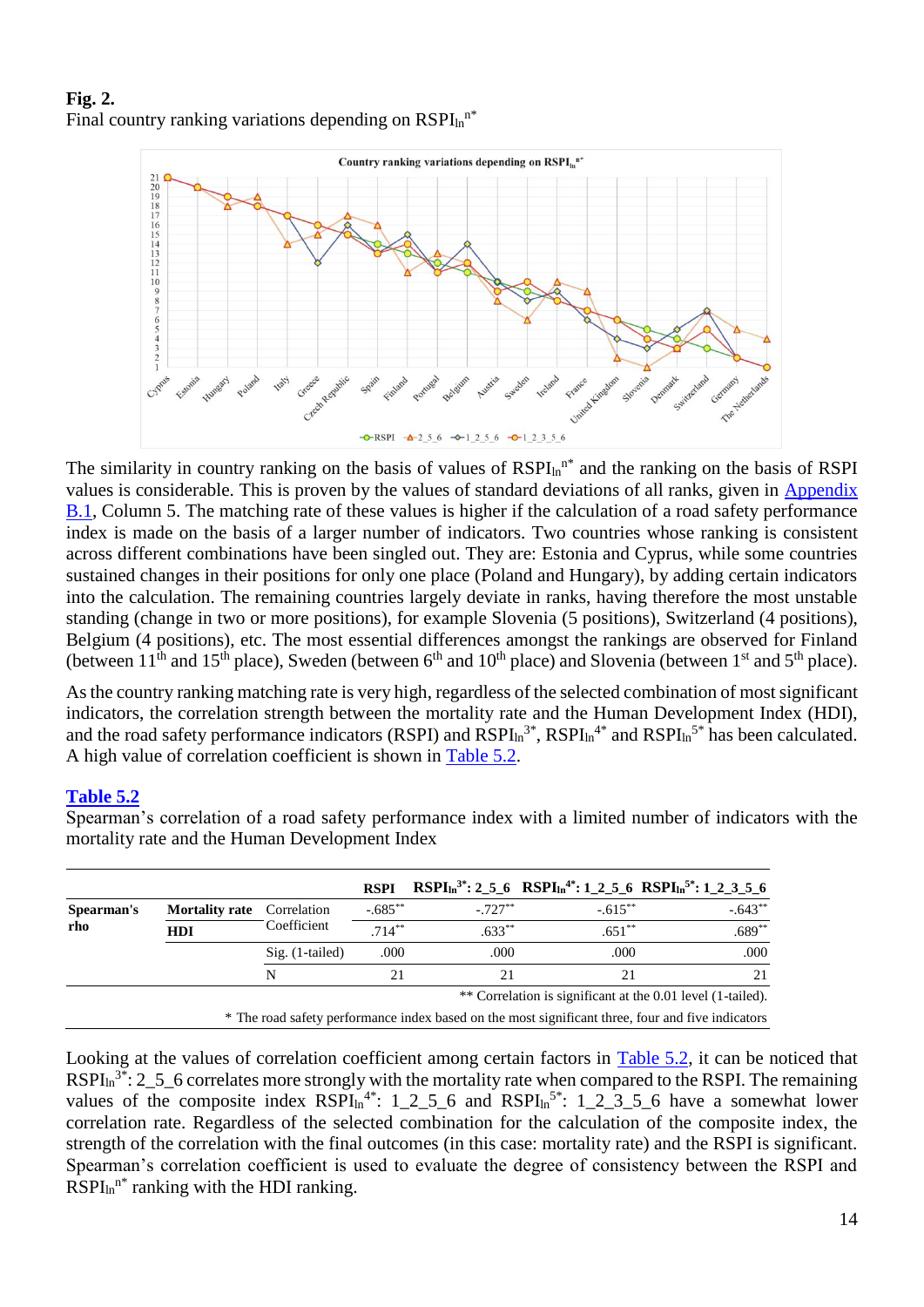**Fig. 2.**
Final country ranking variations depending on $RSPI_{ln}^{n*}$

The similarity in country ranking on the basis of values of $RSPI_{ln}^{n*}$ and the ranking on the basis of RSPI values is considerable. This is proven by the values of standard deviations of all ranks, given in Appendix B.1, Column 5. The matching rate of these values is higher if the calculation of a road safety performance index is made on the basis of a larger number of indicators. Two countries whose ranking is consistent across different combinations have been singled out. They are: Estonia and Cyprus, while some countries sustained changes in their positions for only one place (Poland and Hungary), by adding certain indicators into the calculation. The remaining countries largely deviate in ranks, having therefore the most unstable standing (change in two or more positions), for example Slovenia (5 positions), Switzerland (4 positions), Belgium (4 positions), etc. The most essential differences amongst the rankings are observed for Finland (between 11th and 15th place), Sweden (between 6th and 10th place) and Slovenia (between 1st and 5th place).

As the country ranking matching rate is very high, regardless of the selected combination of most significant indicators, the correlation strength between the mortality rate and the Human Development Index (HDI), and the road safety performance indicators (RSPI) and $RSPI_{ln}^{3*}$, $RSPI_{ln}^{4*}$ and $RSPI_{ln}^{5*}$ has been calculated. A high value of correlation coefficient is shown in Table 5.2.

**Table 5.2**
Spearman's correlation of a road safety performance index with a limited number of indicators with the mortality rate and the Human Development Index

| | | | RSPI | $RSPI_{ln}^{3*}$: 2_5_6 | $RSPI_{ln}^{4*}$: 1_2_5_6 | $RSPI_{ln}^{5*}$: 1_2_3_5_6 |
|---|---|---|---|---|---|---|
| Spearman's rho | Mortality rate | Correlation Coefficient | -.685** | -.727** | -.615** | -.643** |
| | HDI | | .714** | .633** | .651** | .689** |
| | | Sig. (1-tailed) | .000 | .000 | .000 | .000 |
| | | N | 21 | 21 | 21 | 21 |

** Correlation is significant at the 0.01 level (1-tailed).

* The road safety performance index based on the most significant three, four and five indicators

Looking at the values of correlation coefficient among certain factors in Table 5.2, it can be noticed that $RSPI_{ln}^{3*}$: 2_5_6 correlates more strongly with the mortality rate when compared to the RSPI. The remaining values of the composite index $RSPI_{ln}^{4*}$: 1_2_5_6 and $RSPI_{ln}^{5*}$: 1_2_3_5_6 have a somewhat lower correlation rate. Regardless of the selected combination for the calculation of the composite index, the strength of the correlation with the final outcomes (in this case: mortality rate) and the RSPI is significant. Spearman's correlation coefficient is used to evaluate the degree of consistency between the RSPI and $RSPI_{ln}^{n*}$ ranking with the HDI ranking.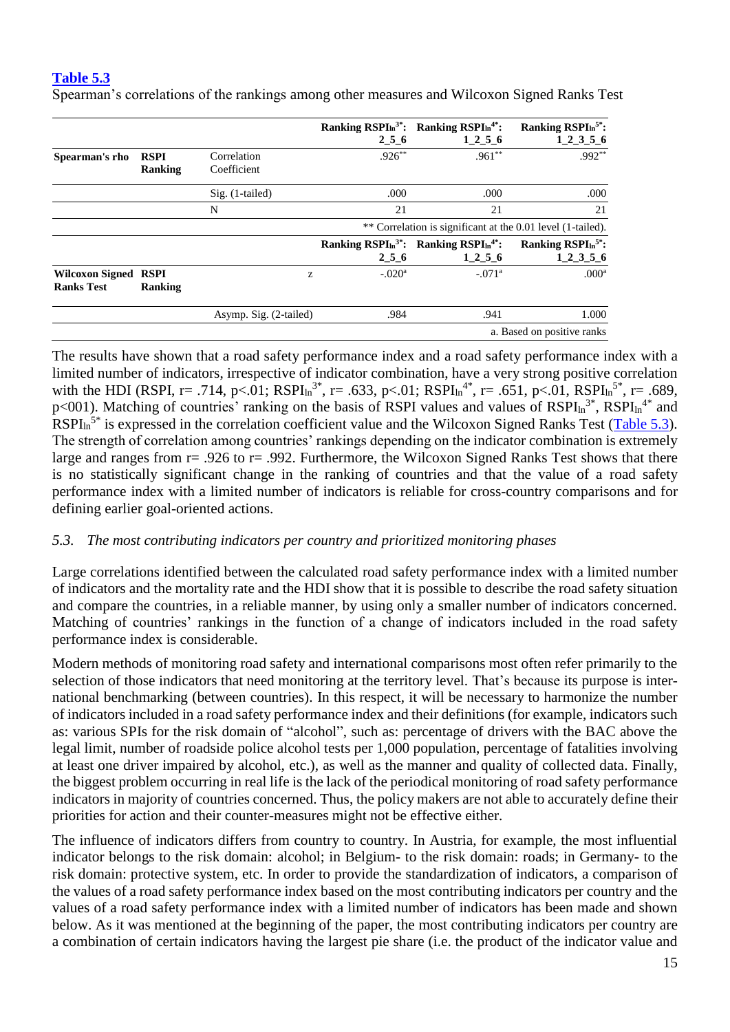**Table 5.3**

Spearman's correlations of the rankings among other measures and Wilcoxon Signed Ranks Test

| | | | Ranking $RSPI_{ln}^{3*}$: 2_5_6 | Ranking $RSPI_{ln}^{4*}$: 1_2_5_6 | Ranking $RSPI_{ln}^{5*}$: 1_2_3_5_6 |
|---|---|---|---|---|---|
| **Spearman's rho** | **RSPI Ranking** | Correlation Coefficient | .926** | .961** | .992** |
| | | Sig. (1-tailed) | .000 | .000 | .000 |
| | | N | 21 | 21 | 21 |
| | | | ** Correlation is significant at the 0.01 level (1-tailed). | | |
| | | | **Ranking $RSPI_{ln}^{3*}$: 2_5_6** | **Ranking $RSPI_{ln}^{4*}$: 1_2_5_6** | **Ranking $RSPI_{ln}^{5*}$: 1_2_3_5_6** |
| **Wilcoxon Signed Ranks Test** | **RSPI Ranking** | z | -.020[a] | -.071[a] | .000[a] |
| | | Asymp. Sig. (2-tailed) | .984 | .941 | 1.000 |
| | | | | | a. Based on positive ranks |

The results have shown that a road safety performance index and a road safety performance index with a limited number of indicators, irrespective of indicator combination, have a very strong positive correlation with the HDI (RSPI, r= .714, p<.01; $RSPI_{ln}^{3*}$, r= .633, p<.01; $RSPI_{ln}^{4*}$, r= .651, p<.01, $RSPI_{ln}^{5*}$, r= .689, p<001). Matching of countries' ranking on the basis of RSPI values and values of $RSPI_{ln}^{3*}$, $RSPI_{ln}^{4*}$ and $RSPI_{ln}^{5*}$ is expressed in the correlation coefficient value and the Wilcoxon Signed Ranks Test (Table 5.3). The strength of correlation among countries' rankings depending on the indicator combination is extremely large and ranges from r= .926 to r= .992. Furthermore, the Wilcoxon Signed Ranks Test shows that there is no statistically significant change in the ranking of countries and that the value of a road safety performance index with a limited number of indicators is reliable for cross-country comparisons and for defining earlier goal-oriented actions.

### *5.3. The most contributing indicators per country and prioritized monitoring phases*

Large correlations identified between the calculated road safety performance index with a limited number of indicators and the mortality rate and the HDI show that it is possible to describe the road safety situation and compare the countries, in a reliable manner, by using only a smaller number of indicators concerned. Matching of countries' rankings in the function of a change of indicators included in the road safety performance index is considerable.

Modern methods of monitoring road safety and international comparisons most often refer primarily to the selection of those indicators that need monitoring at the territory level. That's because its purpose is international benchmarking (between countries). In this respect, it will be necessary to harmonize the number of indicators included in a road safety performance index and their definitions (for example, indicators such as: various SPIs for the risk domain of "alcohol", such as: percentage of drivers with the BAC above the legal limit, number of roadside police alcohol tests per 1,000 population, percentage of fatalities involving at least one driver impaired by alcohol, etc.), as well as the manner and quality of collected data. Finally, the biggest problem occurring in real life is the lack of the periodical monitoring of road safety performance indicators in majority of countries concerned. Thus, the policy makers are not able to accurately define their priorities for action and their counter-measures might not be effective either.

The influence of indicators differs from country to country. In Austria, for example, the most influential indicator belongs to the risk domain: alcohol; in Belgium- to the risk domain: roads; in Germany- to the risk domain: protective system, etc. In order to provide the standardization of indicators, a comparison of the values of a road safety performance index based on the most contributing indicators per country and the values of a road safety performance index with a limited number of indicators has been made and shown below. As it was mentioned at the beginning of the paper, the most contributing indicators per country are a combination of certain indicators having the largest pie share (i.e. the product of the indicator value and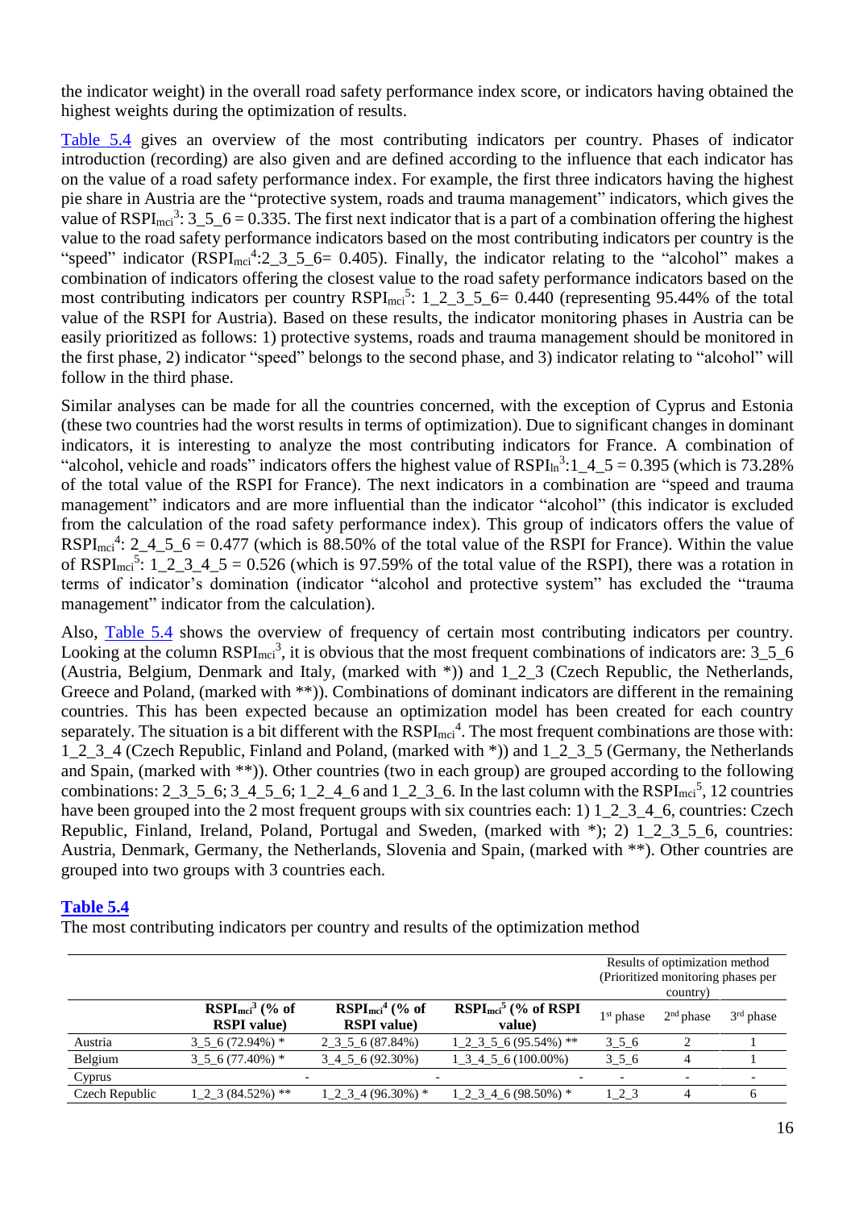the indicator weight) in the overall road safety performance index score, or indicators having obtained the highest weights during the optimization of results.

Table 5.4 gives an overview of the most contributing indicators per country. Phases of indicator introduction (recording) are also given and are defined according to the influence that each indicator has on the value of a road safety performance index. For example, the first three indicators having the highest pie share in Austria are the "protective system, roads and trauma management" indicators, which gives the value of $RSPI_{mci}^{3}$: 3_5_6 = 0.335. The first next indicator that is a part of a combination offering the highest value to the road safety performance indicators based on the most contributing indicators per country is the "speed" indicator ($RSPI_{mci}^{4}$:2_3_5_6= 0.405). Finally, the indicator relating to the "alcohol" makes a combination of indicators offering the closest value to the road safety performance indicators based on the most contributing indicators per country $RSPI_{mci}^{5}$: 1_2_3_5_6= 0.440 (representing 95.44% of the total value of the RSPI for Austria). Based on these results, the indicator monitoring phases in Austria can be easily prioritized as follows: 1) protective systems, roads and trauma management should be monitored in the first phase, 2) indicator "speed" belongs to the second phase, and 3) indicator relating to "alcohol" will follow in the third phase.

Similar analyses can be made for all the countries concerned, with the exception of Cyprus and Estonia (these two countries had the worst results in terms of optimization). Due to significant changes in dominant indicators, it is interesting to analyze the most contributing indicators for France. A combination of "alcohol, vehicle and roads" indicators offers the highest value of $RSPI_{ln}^{3}$:1_4_5 = 0.395 (which is 73.28% of the total value of the RSPI for France). The next indicators in a combination are "speed and trauma management" indicators and are more influential than the indicator "alcohol" (this indicator is excluded from the calculation of the road safety performance index). This group of indicators offers the value of $RSPI_{mci}^{4}$: 2_4_5_6 = 0.477 (which is 88.50% of the total value of the RSPI for France). Within the value of $RSPI_{mci}^{5}$: 1_2_3_4_5 = 0.526 (which is 97.59% of the total value of the RSPI), there was a rotation in terms of indicator's domination (indicator "alcohol and protective system" has excluded the "trauma management" indicator from the calculation).

Also, Table 5.4 shows the overview of frequency of certain most contributing indicators per country. Looking at the column $RSPI_{mci}^{3}$, it is obvious that the most frequent combinations of indicators are: 3_5_6 (Austria, Belgium, Denmark and Italy, (marked with *)) and 1_2_3 (Czech Republic, the Netherlands, Greece and Poland, (marked with **)). Combinations of dominant indicators are different in the remaining countries. This has been expected because an optimization model has been created for each country separately. The situation is a bit different with the $RSPI_{mci}^{4}$. The most frequent combinations are those with: 1_2_3_4 (Czech Republic, Finland and Poland, (marked with *)) and 1_2_3_5 (Germany, the Netherlands and Spain, (marked with **)). Other countries (two in each group) are grouped according to the following combinations: 2_3_5_6; 3_4_5_6; 1_2_4_6 and 1_2_3_6. In the last column with the $RSPI_{mci}^{5}$, 12 countries have been grouped into the 2 most frequent groups with six countries each: 1) 1_2_3_4_6, countries: Czech Republic, Finland, Ireland, Poland, Portugal and Sweden, (marked with *); 2) 1_2_3_5_6, countries: Austria, Denmark, Germany, the Netherlands, Slovenia and Spain, (marked with **). Other countries are grouped into two groups with 3 countries each.

**Table 5.4**

The most contributing indicators per country and results of the optimization method

| | | | | Results of optimization method (Prioritized monitoring phases per country) | | |
|---|---|---|---|---|---|---|
| | **$RSPI_{mci}^{3}$ (% of RSPI value)** | **$RSPI_{mci}^{4}$ (% of RSPI value)** | **$RSPI_{mci}^{5}$ (% of RSPI value)** | 1st phase | 2nd phase | 3rd phase |
| Austria | 3_5_6 (72.94%) * | 2_3_5_6 (87.84%) | 1_2_3_5_6 (95.54%) ** | 3_5_6 | 2 | 1 |
| Belgium | 3_5_6 (77.40%) * | 3_4_5_6 (92.30%) | 1_3_4_5_6 (100.00%) | 3_5_6 | 4 | 1 |
| Cyprus | - | - | - | - | - | - |
| Czech Republic | 1_2_3 (84.52%) ** | 1_2_3_4 (96.30%) * | 1_2_3_4_6 (98.50%) * | 1_2_3 | 4 | 6 |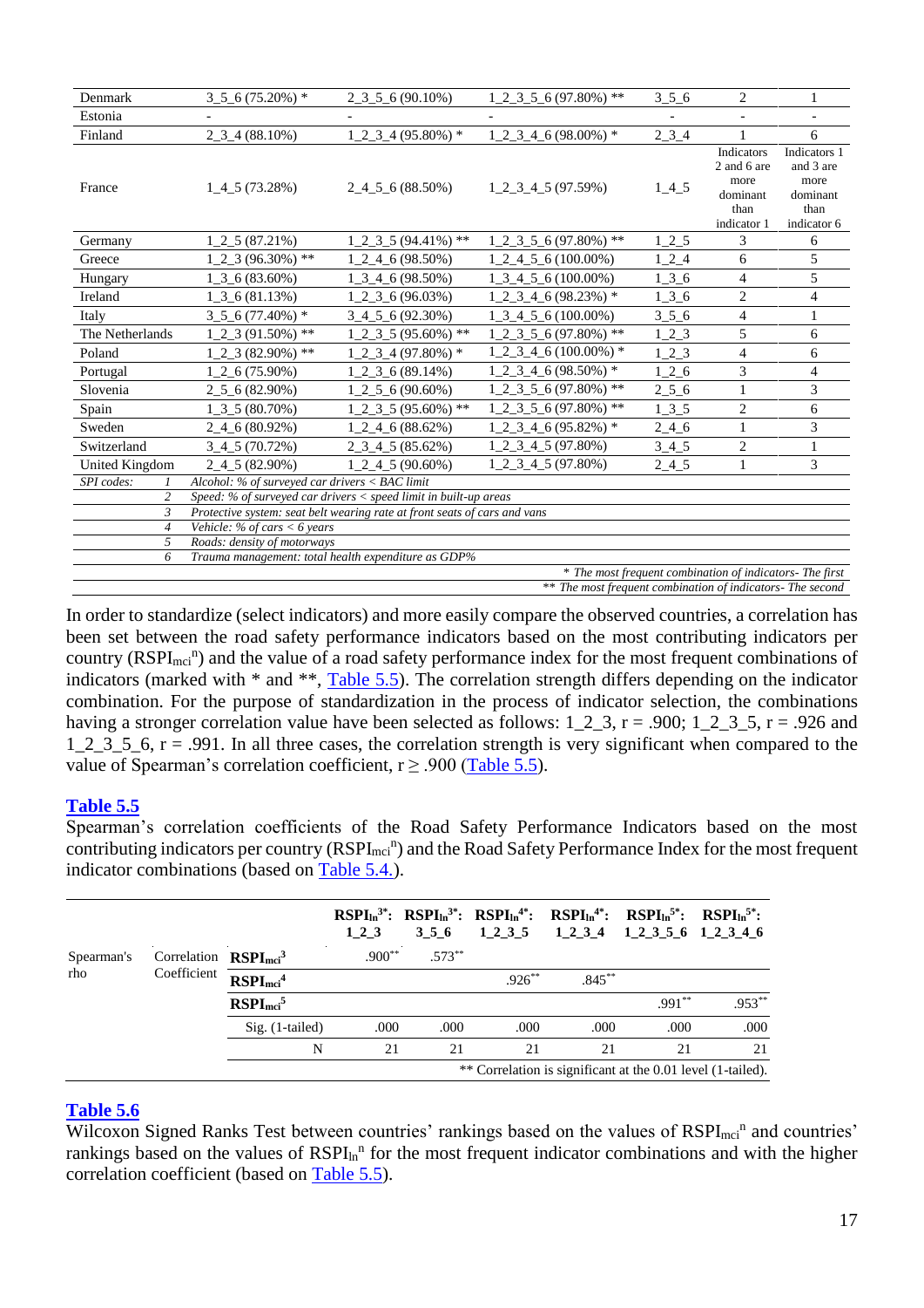| Denmark | 3_5_6 (75.20%) * | 2_3_5_6 (90.10%) | 1_2_3_5_6 (97.80%) ** | 3_5_6 | 2 | 1 |
|---|---|---|---|---|---|---|
| Estonia | - | - | - | - | - | - |
| Finland | 2_3_4 (88.10%) | 1_2_3_4 (95.80%) * | 1_2_3_4_6 (98.00%) * | 2_3_4 | 1 | 6 |
| France | 1_4_5 (73.28%) | 2_4_5_6 (88.50%) | 1_2_3_4_5 (97.59%) | 1_4_5 | Indicators 2 and 6 are more dominant than indicator 1 | Indicators 1 and 3 are more dominant than indicator 6 |
| Germany | 1_2_5 (87.21%) | 1_2_3_5 (94.41%) ** | 1_2_3_5_6 (97.80%) ** | 1_2_5 | 3 | 6 |
| Greece | 1_2_3 (96.30%) ** | 1_2_4_6 (98.50%) | 1_2_4_5_6 (100.00%) | 1_2_4 | 6 | 5 |
| Hungary | 1_3_6 (83.60%) | 1_3_4_6 (98.50%) | 1_3_4_5_6 (100.00%) | 1_3_6 | 4 | 5 |
| Ireland | 1_3_6 (81.13%) | 1_2_3_6 (96.03%) | 1_2_3_4_6 (98.23%) * | 1_3_6 | 2 | 4 |
| Italy | 3_5_6 (77.40%) * | 3_4_5_6 (92.30%) | 1_3_4_5_6 (100.00%) | 3_5_6 | 4 | 1 |
| The Netherlands | 1_2_3 (91.50%) ** | 1_2_3_5 (95.60%) ** | 1_2_3_5_6 (97.80%) ** | 1_2_3 | 5 | 6 |
| Poland | 1_2_3 (82.90%) ** | 1_2_3_4 (97.80%) * | 1_2_3_4_6 (100.00%) * | 1_2_3 | 4 | 6 |
| Portugal | 1_2_6 (75.90%) | 1_2_3_6 (89.14%) | 1_2_3_4_6 (98.50%) * | 1_2_6 | 3 | 4 |
| Slovenia | 2_5_6 (82.90%) | 1_2_5_6 (90.60%) | 1_2_3_5_6 (97.80%) ** | 2_5_6 | 1 | 3 |
| Spain | 1_3_5 (80.70%) | 1_2_3_5 (95.60%) ** | 1_2_3_5_6 (97.80%) ** | 1_3_5 | 2 | 6 |
| Sweden | 2_4_6 (80.92%) | 1_2_4_6 (88.62%) | 1_2_3_4_6 (95.82%) * | 2_4_6 | 1 | 3 |
| Switzerland | 3_4_5 (70.72%) | 2_3_4_5 (85.62%) | 1_2_3_4_5 (97.80%) | 3_4_5 | 2 | 1 |
| United Kingdom | 2_4_5 (82.90%) | 1_2_4_5 (90.60%) | 1_2_3_4_5 (97.80%) | 2_4_5 | 1 | 3 |

*SPI codes:*
1. *Alcohol: % of surveyed car drivers < BAC limit*
2. *Speed: % of surveyed car drivers < speed limit in built-up areas*
3. *Protective system: seat belt wearing rate at front seats of cars and vans*
4. *Vehicle: % of cars < 6 years*
5. *Roads: density of motorways*
6. *Trauma management: total health expenditure as GDP%*

*\* The most frequent combination of indicators- The first*
*\*\* The most frequent combination of indicators- The second*

In order to standardize (select indicators) and more easily compare the observed countries, a correlation has been set between the road safety performance indicators based on the most contributing indicators per country ($RSPI_{mci}^{n}$) and the value of a road safety performance index for the most frequent combinations of indicators (marked with * and **, Table 5.5). The correlation strength differs depending on the indicator combination. For the purpose of standardization in the process of indicator selection, the combinations having a stronger correlation value have been selected as follows: 1_2_3, r = .900; 1_2_3_5, r = .926 and 1_2_3_5_6, r = .991. In all three cases, the correlation strength is very significant when compared to the value of Spearman's correlation coefficient, r ≥ .900 (Table 5.5).

**Table 5.5**

Spearman's correlation coefficients of the Road Safety Performance Indicators based on the most contributing indicators per country ($RSPI_{mci}^{n}$) and the Road Safety Performance Index for the most frequent indicator combinations (based on Table 5.4.).

| | | | $RSPI_{In}^{3*}$: 1_2_3 | $RSPI_{In}^{3*}$: 3_5_6 | $RSPI_{In}^{4*}$: 1_2_3_5 | $RSPI_{In}^{4*}$: 1_2_3_4 | $RSPI_{In}^{5*}$: 1_2_3_5_6 | $RSPI_{In}^{5*}$: 1_2_3_4_6 |
|---|---|---|---|---|---|---|---|---|
| Spearman's rho | Correlation Coefficient | $RSPI_{mci}^{3}$ | .900** | .573** | | | | |
| | | $RSPI_{mci}^{4}$ | | | .926** | .845** | | |
| | | $RSPI_{mci}^{5}$ | | | | | .991** | .953** |
| | | Sig. (1-tailed) | .000 | .000 | .000 | .000 | .000 | .000 |
| | | N | 21 | 21 | 21 | 21 | 21 | 21 |

** Correlation is significant at the 0.01 level (1-tailed).

**Table 5.6**

Wilcoxon Signed Ranks Test between countries' rankings based on the values of $RSPI_{mci}^{n}$ and countries' rankings based on the values of $RSPI_{In}^{n}$ for the most frequent indicator combinations and with the higher correlation coefficient (based on Table 5.5).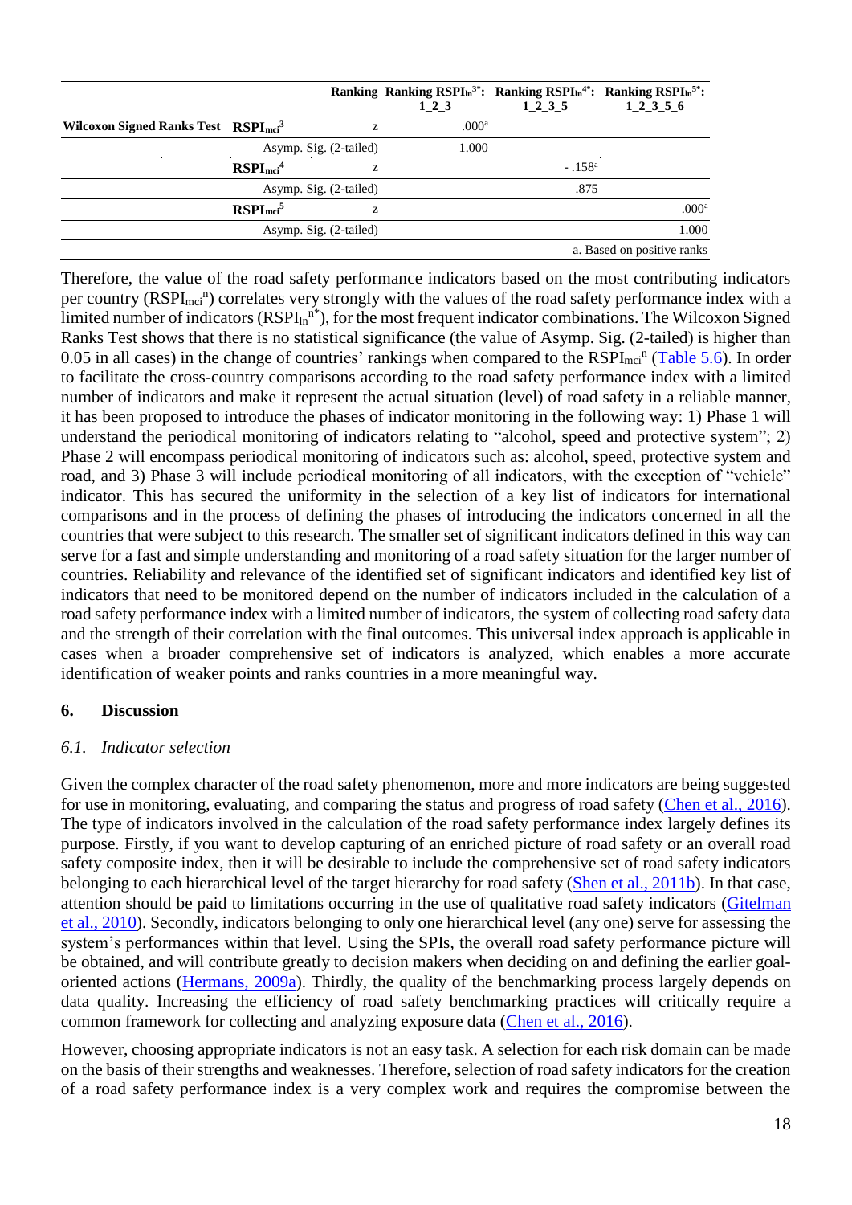| | | | Ranking | Ranking $RSPI_{ln}^{3*}$: 1_2_3 | Ranking $RSPI_{ln}^{4*}$: 1_2_3_5 | Ranking $RSPI_{ln}^{5*}$: 1_2_3_5_6 |
|---|---|---|---|---|---|---|
| **Wilcoxon Signed Ranks Test** | **$RSPI_{mci}^{3}$** | z | | .000[a] | | |
| | | Asymp. Sig. (2-tailed) | | 1.000 | | |
| | **$RSPI_{mci}^{4}$** | z | | | - .158[a] | |
| | | Asymp. Sig. (2-tailed) | | | .875 | |
| | **$RSPI_{mci}^{5}$** | z | | | | .000[a] |
| | | Asymp. Sig. (2-tailed) | | | | 1.000 |
| | | | | | | a. Based on positive ranks |

Therefore, the value of the road safety performance indicators based on the most contributing indicators per country ($RSPI_{mci}^{n}$) correlates very strongly with the values of the road safety performance index with a limited number of indicators ($RSPI_{ln}^{n*}$), for the most frequent indicator combinations. The Wilcoxon Signed Ranks Test shows that there is no statistical significance (the value of Asymp. Sig. (2-tailed) is higher than 0.05 in all cases) in the change of countries' rankings when compared to the $RSPI_{mci}^{n}$ (Table 5.6). In order to facilitate the cross-country comparisons according to the road safety performance index with a limited number of indicators and make it represent the actual situation (level) of road safety in a reliable manner, it has been proposed to introduce the phases of indicator monitoring in the following way: 1) Phase 1 will understand the periodical monitoring of indicators relating to "alcohol, speed and protective system"; 2) Phase 2 will encompass periodical monitoring of indicators such as: alcohol, speed, protective system and road, and 3) Phase 3 will include periodical monitoring of all indicators, with the exception of "vehicle" indicator. This has secured the uniformity in the selection of a key list of indicators for international comparisons and in the process of defining the phases of introducing the indicators concerned in all the countries that were subject to this research. The smaller set of significant indicators defined in this way can serve for a fast and simple understanding and monitoring of a road safety situation for the larger number of countries. Reliability and relevance of the identified set of significant indicators and identified key list of indicators that need to be monitored depend on the number of indicators included in the calculation of a road safety performance index with a limited number of indicators, the system of collecting road safety data and the strength of their correlation with the final outcomes. This universal index approach is applicable in cases when a broader comprehensive set of indicators is analyzed, which enables a more accurate identification of weaker points and ranks countries in a more meaningful way.

## 6. Discussion

### *6.1. Indicator selection*

Given the complex character of the road safety phenomenon, more and more indicators are being suggested for use in monitoring, evaluating, and comparing the status and progress of road safety (Chen et al., 2016). The type of indicators involved in the calculation of the road safety performance index largely defines its purpose. Firstly, if you want to develop capturing of an enriched picture of road safety or an overall road safety composite index, then it will be desirable to include the comprehensive set of road safety indicators belonging to each hierarchical level of the target hierarchy for road safety (Shen et al., 2011b). In that case, attention should be paid to limitations occurring in the use of qualitative road safety indicators (Gitelman et al., 2010). Secondly, indicators belonging to only one hierarchical level (any one) serve for assessing the system's performances within that level. Using the SPIs, the overall road safety performance picture will be obtained, and will contribute greatly to decision makers when deciding on and defining the earlier goal-oriented actions (Hermans, 2009a). Thirdly, the quality of the benchmarking process largely depends on data quality. Increasing the efficiency of road safety benchmarking practices will critically require a common framework for collecting and analyzing exposure data (Chen et al., 2016).

However, choosing appropriate indicators is not an easy task. A selection for each risk domain can be made on the basis of their strengths and weaknesses. Therefore, selection of road safety indicators for the creation of a road safety performance index is a very complex work and requires the compromise between the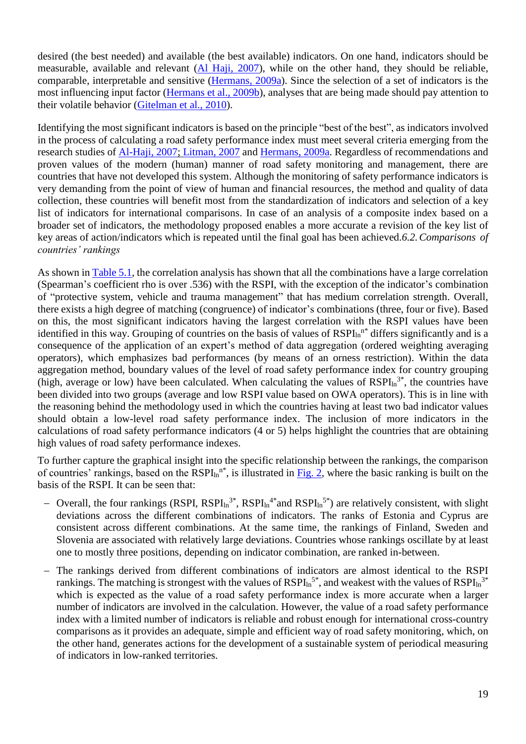desired (the best needed) and available (the best available) indicators. On one hand, indicators should be measurable, available and relevant (Al Haji, 2007), while on the other hand, they should be reliable, comparable, interpretable and sensitive (Hermans, 2009a). Since the selection of a set of indicators is the most influencing input factor (Hermans et al., 2009b), analyses that are being made should pay attention to their volatile behavior (Gitelman et al., 2010).

Identifying the most significant indicators is based on the principle "best of the best", as indicators involved in the process of calculating a road safety performance index must meet several criteria emerging from the research studies of Al-Haji, 2007; Litman, 2007 and Hermans, 2009a. Regardless of recommendations and proven values of the modern (human) manner of road safety monitoring and management, there are countries that have not developed this system. Although the monitoring of safety performance indicators is very demanding from the point of view of human and financial resources, the method and quality of data collection, these countries will benefit most from the standardization of indicators and selection of a key list of indicators for international comparisons. In case of an analysis of a composite index based on a broader set of indicators, the methodology proposed enables a more accurate a revision of the key list of key areas of action/indicators which is repeated until the final goal has been achieved.

### 6.2. Comparisons of countries' rankings

As shown in Table 5.1, the correlation analysis has shown that all the combinations have a large correlation (Spearman's coefficient rho is over .536) with the RSPI, with the exception of the indicator's combination of "protective system, vehicle and trauma management" that has medium correlation strength. Overall, there exists a high degree of matching (congruence) of indicator's combinations (three, four or five). Based on this, the most significant indicators having the largest correlation with the RSPI values have been identified in this way. Grouping of countries on the basis of values of $RSPI_{ln}^{n*}$ differs significantly and is a consequence of the application of an expert's method of data aggregation (ordered weighting averaging operators), which emphasizes bad performances (by means of an orness restriction). Within the data aggregation method, boundary values of the level of road safety performance index for country grouping (high, average or low) have been calculated. When calculating the values of $RSPI_{ln}^{3*}$, the countries have been divided into two groups (average and low RSPI value based on OWA operators). This is in line with the reasoning behind the methodology used in which the countries having at least two bad indicator values should obtain a low-level road safety performance index. The inclusion of more indicators in the calculations of road safety performance indicators (4 or 5) helps highlight the countries that are obtaining high values of road safety performance indexes.

To further capture the graphical insight into the specific relationship between the rankings, the comparison of countries' rankings, based on the $RSPI_{ln}^{n*}$, is illustrated in Fig. 2, where the basic ranking is built on the basis of the RSPI. It can be seen that:

- Overall, the four rankings (RSPI, $RSPI_{ln}^{3*}$, $RSPI_{ln}^{4*}$ and $RSPI_{ln}^{5*}$) are relatively consistent, with slight deviations across the different combinations of indicators. The ranks of Estonia and Cyprus are consistent across different combinations. At the same time, the rankings of Finland, Sweden and Slovenia are associated with relatively large deviations. Countries whose rankings oscillate by at least one to mostly three positions, depending on indicator combination, are ranked in-between.
- The rankings derived from different combinations of indicators are almost identical to the RSPI rankings. The matching is strongest with the values of $RSPI_{ln}^{5*}$, and weakest with the values of $RSPI_{ln}^{3*}$ which is expected as the value of a road safety performance index is more accurate when a larger number of indicators are involved in the calculation. However, the value of a road safety performance index with a limited number of indicators is reliable and robust enough for international cross-country comparisons as it provides an adequate, simple and efficient way of road safety monitoring, which, on the other hand, generates actions for the development of a sustainable system of periodical measuring of indicators in low-ranked territories.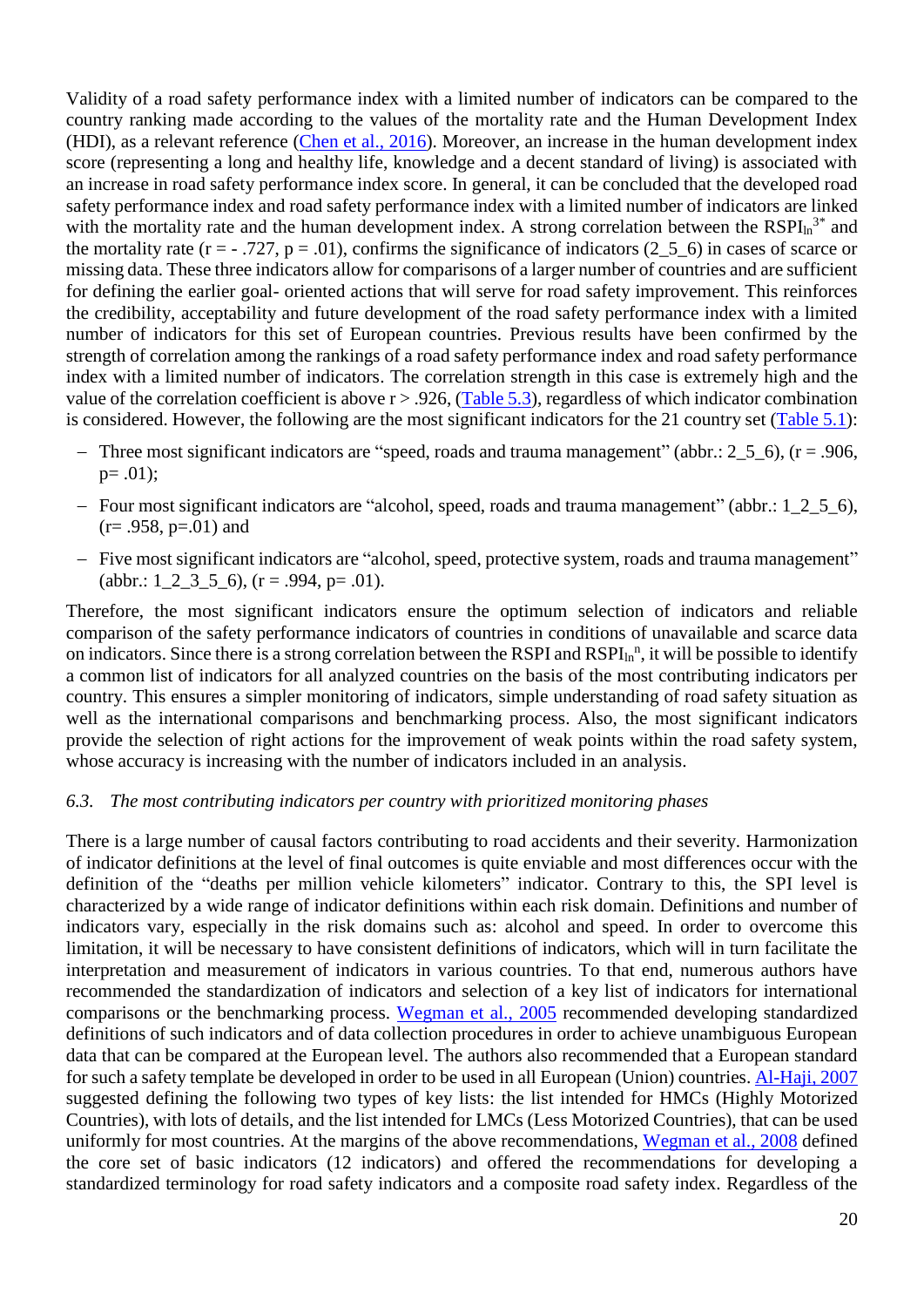Validity of a road safety performance index with a limited number of indicators can be compared to the country ranking made according to the values of the mortality rate and the Human Development Index (HDI), as a relevant reference (Chen et al., 2016). Moreover, an increase in the human development index score (representing a long and healthy life, knowledge and a decent standard of living) is associated with an increase in road safety performance index score. In general, it can be concluded that the developed road safety performance index and road safety performance index with a limited number of indicators are linked with the mortality rate and the human development index. A strong correlation between the $RSPI_{ln}^{3*}$ and the mortality rate ($r = -.727$, $p = .01$), confirms the significance of indicators (2_5_6) in cases of scarce or missing data. These three indicators allow for comparisons of a larger number of countries and are sufficient for defining the earlier goal- oriented actions that will serve for road safety improvement. This reinforces the credibility, acceptability and future development of the road safety performance index with a limited number of indicators for this set of European countries. Previous results have been confirmed by the strength of correlation among the rankings of a road safety performance index and road safety performance index with a limited number of indicators. The correlation strength in this case is extremely high and the value of the correlation coefficient is above $r > .926$, (Table 5.3), regardless of which indicator combination is considered. However, the following are the most significant indicators for the 21 country set (Table 5.1):

- Three most significant indicators are "speed, roads and trauma management" (abbr.: 2_5_6), ($r = .906$, $p = .01$);
- Four most significant indicators are "alcohol, speed, roads and trauma management" (abbr.: 1_2_5_6), ($r = .958$, $p = .01$) and
- Five most significant indicators are "alcohol, speed, protective system, roads and trauma management" (abbr.: 1_2_3_5_6), ($r = .994$, $p = .01$).

Therefore, the most significant indicators ensure the optimum selection of indicators and reliable comparison of the safety performance indicators of countries in conditions of unavailable and scarce data on indicators. Since there is a strong correlation between the RSPI and $RSPI_{ln}^{n}$, it will be possible to identify a common list of indicators for all analyzed countries on the basis of the most contributing indicators per country. This ensures a simpler monitoring of indicators, simple understanding of road safety situation as well as the international comparisons and benchmarking process. Also, the most significant indicators provide the selection of right actions for the improvement of weak points within the road safety system, whose accuracy is increasing with the number of indicators included in an analysis.

### *6.3. The most contributing indicators per country with prioritized monitoring phases*

There is a large number of causal factors contributing to road accidents and their severity. Harmonization of indicator definitions at the level of final outcomes is quite enviable and most differences occur with the definition of the "deaths per million vehicle kilometers" indicator. Contrary to this, the SPI level is characterized by a wide range of indicator definitions within each risk domain. Definitions and number of indicators vary, especially in the risk domains such as: alcohol and speed. In order to overcome this limitation, it will be necessary to have consistent definitions of indicators, which will in turn facilitate the interpretation and measurement of indicators in various countries. To that end, numerous authors have recommended the standardization of indicators and selection of a key list of indicators for international comparisons or the benchmarking process. Wegman et al., 2005 recommended developing standardized definitions of such indicators and of data collection procedures in order to achieve unambiguous European data that can be compared at the European level. The authors also recommended that a European standard for such a safety template be developed in order to be used in all European (Union) countries. Al-Haji, 2007 suggested defining the following two types of key lists: the list intended for HMCs (Highly Motorized Countries), with lots of details, and the list intended for LMCs (Less Motorized Countries), that can be used uniformly for most countries. At the margins of the above recommendations, Wegman et al., 2008 defined the core set of basic indicators (12 indicators) and offered the recommendations for developing a standardized terminology for road safety indicators and a composite road safety index. Regardless of the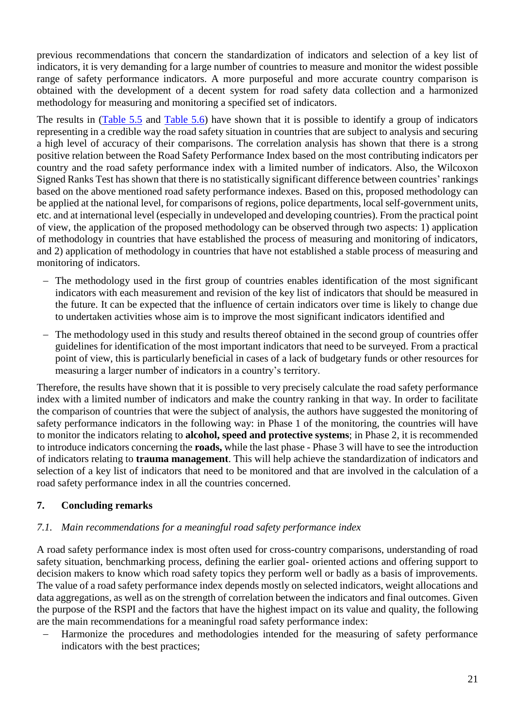previous recommendations that concern the standardization of indicators and selection of a key list of indicators, it is very demanding for a large number of countries to measure and monitor the widest possible range of safety performance indicators. A more purposeful and more accurate country comparison is obtained with the development of a decent system for road safety data collection and a harmonized methodology for measuring and monitoring a specified set of indicators.

The results in (Table 5.5 and Table 5.6) have shown that it is possible to identify a group of indicators representing in a credible way the road safety situation in countries that are subject to analysis and securing a high level of accuracy of their comparisons. The correlation analysis has shown that there is a strong positive relation between the Road Safety Performance Index based on the most contributing indicators per country and the road safety performance index with a limited number of indicators. Also, the Wilcoxon Signed Ranks Test has shown that there is no statistically significant difference between countries' rankings based on the above mentioned road safety performance indexes. Based on this, proposed methodology can be applied at the national level, for comparisons of regions, police departments, local self-government units, etc. and at international level (especially in undeveloped and developing countries). From the practical point of view, the application of the proposed methodology can be observed through two aspects: 1) application of methodology in countries that have established the process of measuring and monitoring of indicators, and 2) application of methodology in countries that have not established a stable process of measuring and monitoring of indicators.

- The methodology used in the first group of countries enables identification of the most significant indicators with each measurement and revision of the key list of indicators that should be measured in the future. It can be expected that the influence of certain indicators over time is likely to change due to undertaken activities whose aim is to improve the most significant indicators identified and
- The methodology used in this study and results thereof obtained in the second group of countries offer guidelines for identification of the most important indicators that need to be surveyed. From a practical point of view, this is particularly beneficial in cases of a lack of budgetary funds or other resources for measuring a larger number of indicators in a country's territory.

Therefore, the results have shown that it is possible to very precisely calculate the road safety performance index with a limited number of indicators and make the country ranking in that way. In order to facilitate the comparison of countries that were the subject of analysis, the authors have suggested the monitoring of safety performance indicators in the following way: in Phase 1 of the monitoring, the countries will have to monitor the indicators relating to **alcohol, speed and protective systems**; in Phase 2, it is recommended to introduce indicators concerning the **roads,** while the last phase - Phase 3 will have to see the introduction of indicators relating to **trauma management**. This will help achieve the standardization of indicators and selection of a key list of indicators that need to be monitored and that are involved in the calculation of a road safety performance index in all the countries concerned.

## 7. Concluding remarks

### *7.1. Main recommendations for a meaningful road safety performance index*

A road safety performance index is most often used for cross-country comparisons, understanding of road safety situation, benchmarking process, defining the earlier goal- oriented actions and offering support to decision makers to know which road safety topics they perform well or badly as a basis of improvements. The value of a road safety performance index depends mostly on selected indicators, weight allocations and data aggregations, as well as on the strength of correlation between the indicators and final outcomes. Given the purpose of the RSPI and the factors that have the highest impact on its value and quality, the following are the main recommendations for a meaningful road safety performance index:

- Harmonize the procedures and methodologies intended for the measuring of safety performance indicators with the best practices;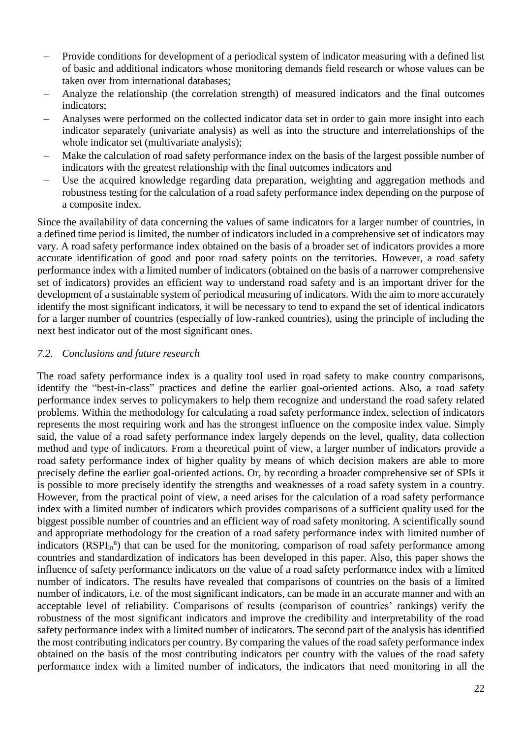- Provide conditions for development of a periodical system of indicator measuring with a defined list of basic and additional indicators whose monitoring demands field research or whose values can be taken over from international databases;
- Analyze the relationship (the correlation strength) of measured indicators and the final outcomes indicators;
- Analyses were performed on the collected indicator data set in order to gain more insight into each indicator separately (univariate analysis) as well as into the structure and interrelationships of the whole indicator set (multivariate analysis);
- Make the calculation of road safety performance index on the basis of the largest possible number of indicators with the greatest relationship with the final outcomes indicators and
- Use the acquired knowledge regarding data preparation, weighting and aggregation methods and robustness testing for the calculation of a road safety performance index depending on the purpose of a composite index.

Since the availability of data concerning the values of same indicators for a larger number of countries, in a defined time period is limited, the number of indicators included in a comprehensive set of indicators may vary. A road safety performance index obtained on the basis of a broader set of indicators provides a more accurate identification of good and poor road safety points on the territories. However, a road safety performance index with a limited number of indicators (obtained on the basis of a narrower comprehensive set of indicators) provides an efficient way to understand road safety and is an important driver for the development of a sustainable system of periodical measuring of indicators. With the aim to more accurately identify the most significant indicators, it will be necessary to tend to expand the set of identical indicators for a larger number of countries (especially of low-ranked countries), using the principle of including the next best indicator out of the most significant ones.

### *7.2. Conclusions and future research*

The road safety performance index is a quality tool used in road safety to make country comparisons, identify the "best-in-class" practices and define the earlier goal-oriented actions. Also, a road safety performance index serves to policymakers to help them recognize and understand the road safety related problems. Within the methodology for calculating a road safety performance index, selection of indicators represents the most requiring work and has the strongest influence on the composite index value. Simply said, the value of a road safety performance index largely depends on the level, quality, data collection method and type of indicators. From a theoretical point of view, a larger number of indicators provide a road safety performance index of higher quality by means of which decision makers are able to more precisely define the earlier goal-oriented actions. Or, by recording a broader comprehensive set of SPIs it is possible to more precisely identify the strengths and weaknesses of a road safety system in a country. However, from the practical point of view, a need arises for the calculation of a road safety performance index with a limited number of indicators which provides comparisons of a sufficient quality used for the biggest possible number of countries and an efficient way of road safety monitoring. A scientifically sound and appropriate methodology for the creation of a road safety performance index with limited number of indicators ($RSPI_{ln}^{n}$) that can be used for the monitoring, comparison of road safety performance among countries and standardization of indicators has been developed in this paper. Also, this paper shows the influence of safety performance indicators on the value of a road safety performance index with a limited number of indicators. The results have revealed that comparisons of countries on the basis of a limited number of indicators, i.e. of the most significant indicators, can be made in an accurate manner and with an acceptable level of reliability. Comparisons of results (comparison of countries' rankings) verify the robustness of the most significant indicators and improve the credibility and interpretability of the road safety performance index with a limited number of indicators. The second part of the analysis has identified the most contributing indicators per country. By comparing the values of the road safety performance index obtained on the basis of the most contributing indicators per country with the values of the road safety performance index with a limited number of indicators, the indicators that need monitoring in all the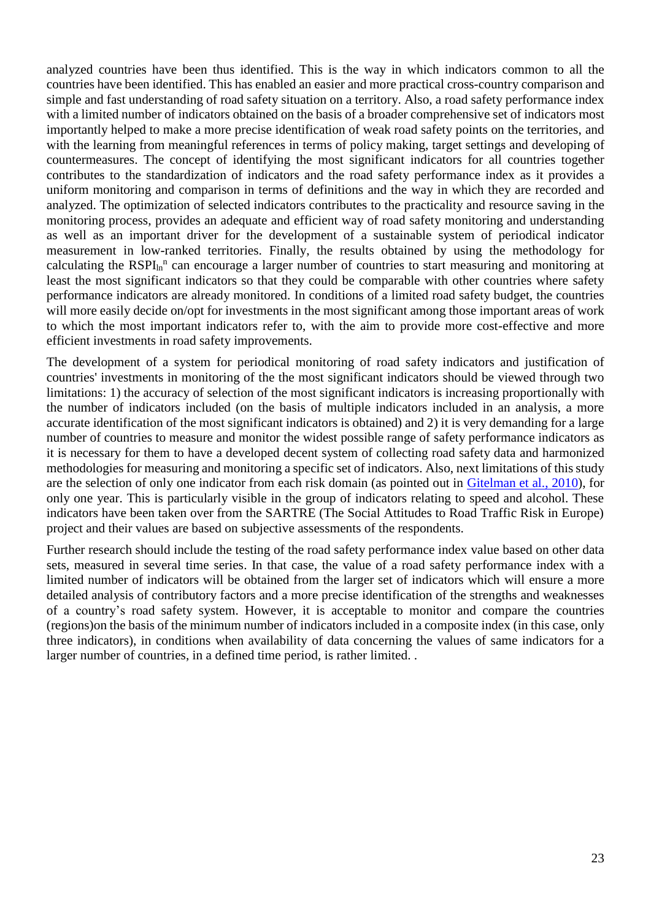analyzed countries have been thus identified. This is the way in which indicators common to all the countries have been identified. This has enabled an easier and more practical cross-country comparison and simple and fast understanding of road safety situation on a territory. Also, a road safety performance index with a limited number of indicators obtained on the basis of a broader comprehensive set of indicators most importantly helped to make a more precise identification of weak road safety points on the territories, and with the learning from meaningful references in terms of policy making, target settings and developing of countermeasures. The concept of identifying the most significant indicators for all countries together contributes to the standardization of indicators and the road safety performance index as it provides a uniform monitoring and comparison in terms of definitions and the way in which they are recorded and analyzed. The optimization of selected indicators contributes to the practicality and resource saving in the monitoring process, provides an adequate and efficient way of road safety monitoring and understanding as well as an important driver for the development of a sustainable system of periodical indicator measurement in low-ranked territories. Finally, the results obtained by using the methodology for calculating the $RSPI_{In}^{n}$ can encourage a larger number of countries to start measuring and monitoring at least the most significant indicators so that they could be comparable with other countries where safety performance indicators are already monitored. In conditions of a limited road safety budget, the countries will more easily decide on/opt for investments in the most significant among those important areas of work to which the most important indicators refer to, with the aim to provide more cost-effective and more efficient investments in road safety improvements.

The development of a system for periodical monitoring of road safety indicators and justification of countries' investments in monitoring of the the most significant indicators should be viewed through two limitations: 1) the accuracy of selection of the most significant indicators is increasing proportionally with the number of indicators included (on the basis of multiple indicators included in an analysis, a more accurate identification of the most significant indicators is obtained) and 2) it is very demanding for a large number of countries to measure and monitor the widest possible range of safety performance indicators as it is necessary for them to have a developed decent system of collecting road safety data and harmonized methodologies for measuring and monitoring a specific set of indicators. Also, next limitations of this study are the selection of only one indicator from each risk domain (as pointed out in Gitelman et al., 2010), for only one year. This is particularly visible in the group of indicators relating to speed and alcohol. These indicators have been taken over from the SARTRE (The Social Attitudes to Road Traffic Risk in Europe) project and their values are based on subjective assessments of the respondents.

Further research should include the testing of the road safety performance index value based on other data sets, measured in several time series. In that case, the value of a road safety performance index with a limited number of indicators will be obtained from the larger set of indicators which will ensure a more detailed analysis of contributory factors and a more precise identification of the strengths and weaknesses of a country's road safety system. However, it is acceptable to monitor and compare the countries (regions)on the basis of the minimum number of indicators included in a composite index (in this case, only three indicators), in conditions when availability of data concerning the values of same indicators for a larger number of countries, in a defined time period, is rather limited. .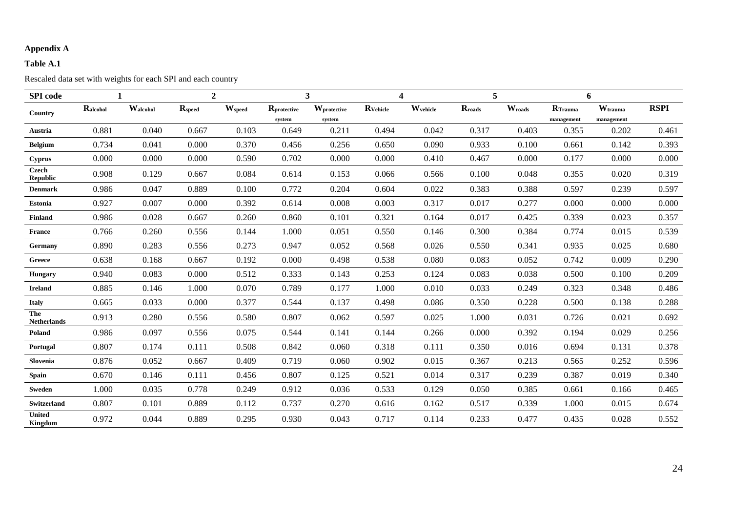**Appendix A**

**Table A.1**

Rescaled data set with weights for each SPI and each country

| SPI code | 1 | | 2 | | 3 | | 4 | | 5 | | 6 | | |
|---|---|---|---|---|---|---|---|---|---|---|---|---|---|
| Country | $R_{alcohol}$ | $W_{alcohol}$ | $R_{speed}$ | $W_{speed}$ | $R_{protective\ system}$ | $W_{protective\ system}$ | $R_{Vehicle}$ | $W_{vehicle}$ | $R_{roads}$ | $W_{roads}$ | $R_{Trauma\ management}$ | $W_{trauma\ management}$ | RSPI |
| **Austria** | 0.881 | 0.040 | 0.667 | 0.103 | 0.649 | 0.211 | 0.494 | 0.042 | 0.317 | 0.403 | 0.355 | 0.202 | 0.461 |
| **Belgium** | 0.734 | 0.041 | 0.000 | 0.370 | 0.456 | 0.256 | 0.650 | 0.090 | 0.933 | 0.100 | 0.661 | 0.142 | 0.393 |
| **Cyprus** | 0.000 | 0.000 | 0.000 | 0.590 | 0.702 | 0.000 | 0.000 | 0.410 | 0.467 | 0.000 | 0.177 | 0.000 | 0.000 |
| **Czech Republic** | 0.908 | 0.129 | 0.667 | 0.084 | 0.614 | 0.153 | 0.066 | 0.566 | 0.100 | 0.048 | 0.355 | 0.020 | 0.319 |
| **Denmark** | 0.986 | 0.047 | 0.889 | 0.100 | 0.772 | 0.204 | 0.604 | 0.022 | 0.383 | 0.388 | 0.597 | 0.239 | 0.597 |
| **Estonia** | 0.927 | 0.007 | 0.000 | 0.392 | 0.614 | 0.008 | 0.003 | 0.317 | 0.017 | 0.277 | 0.000 | 0.000 | 0.000 |
| **Finland** | 0.986 | 0.028 | 0.667 | 0.260 | 0.860 | 0.101 | 0.321 | 0.164 | 0.017 | 0.425 | 0.339 | 0.023 | 0.357 |
| **France** | 0.766 | 0.260 | 0.556 | 0.144 | 1.000 | 0.051 | 0.550 | 0.146 | 0.300 | 0.384 | 0.774 | 0.015 | 0.539 |
| **Germany** | 0.890 | 0.283 | 0.556 | 0.273 | 0.947 | 0.052 | 0.568 | 0.026 | 0.550 | 0.341 | 0.935 | 0.025 | 0.680 |
| **Greece** | 0.638 | 0.168 | 0.667 | 0.192 | 0.000 | 0.498 | 0.538 | 0.080 | 0.083 | 0.052 | 0.742 | 0.009 | 0.290 |
| **Hungary** | 0.940 | 0.083 | 0.000 | 0.512 | 0.333 | 0.143 | 0.253 | 0.124 | 0.083 | 0.038 | 0.500 | 0.100 | 0.209 |
| **Ireland** | 0.885 | 0.146 | 1.000 | 0.070 | 0.789 | 0.177 | 1.000 | 0.010 | 0.033 | 0.249 | 0.323 | 0.348 | 0.486 |
| **Italy** | 0.665 | 0.033 | 0.000 | 0.377 | 0.544 | 0.137 | 0.498 | 0.086 | 0.350 | 0.228 | 0.500 | 0.138 | 0.288 |
| **The Netherlands** | 0.913 | 0.280 | 0.556 | 0.580 | 0.807 | 0.062 | 0.597 | 0.025 | 1.000 | 0.031 | 0.726 | 0.021 | 0.692 |
| **Poland** | 0.986 | 0.097 | 0.556 | 0.075 | 0.544 | 0.141 | 0.144 | 0.266 | 0.000 | 0.392 | 0.194 | 0.029 | 0.256 |
| **Portugal** | 0.807 | 0.174 | 0.111 | 0.508 | 0.842 | 0.060 | 0.318 | 0.111 | 0.350 | 0.016 | 0.694 | 0.131 | 0.378 |
| **Slovenia** | 0.876 | 0.052 | 0.667 | 0.409 | 0.719 | 0.060 | 0.902 | 0.015 | 0.367 | 0.213 | 0.565 | 0.252 | 0.596 |
| **Spain** | 0.670 | 0.146 | 0.111 | 0.456 | 0.807 | 0.125 | 0.521 | 0.014 | 0.317 | 0.239 | 0.387 | 0.019 | 0.340 |
| **Sweden** | 1.000 | 0.035 | 0.778 | 0.249 | 0.912 | 0.036 | 0.533 | 0.129 | 0.050 | 0.385 | 0.661 | 0.166 | 0.465 |
| **Switzerland** | 0.807 | 0.101 | 0.889 | 0.112 | 0.737 | 0.270 | 0.616 | 0.162 | 0.517 | 0.339 | 1.000 | 0.015 | 0.674 |
| **United Kingdom** | 0.972 | 0.044 | 0.889 | 0.295 | 0.930 | 0.043 | 0.717 | 0.114 | 0.233 | 0.477 | 0.435 | 0.028 | 0.552 |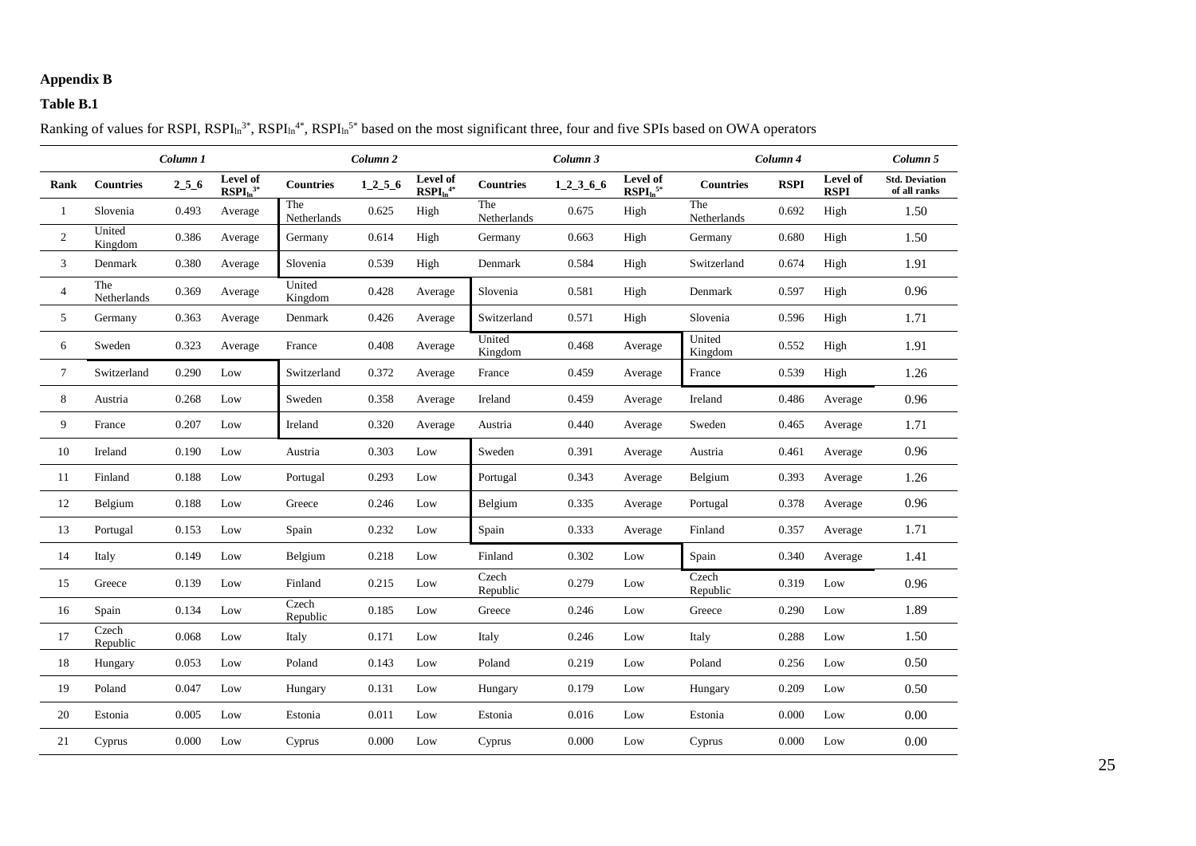**Appendix B**

**Table B.1**

Ranking of values for RSPI, $RSPI_{ln}^{3*}$, $RSPI_{ln}^{4*}$, $RSPI_{ln}^{5*}$ based on the most significant three, four and five SPIs based on OWA operators

| | *Column 1* | | | *Column 2* | | | *Column 3* | | | *Column 4* | | | *Column 5* |
|---|---|---|---|---|---|---|---|---|---|---|---|---|---|
| **Rank** | **Countries** | **2_5_6** | **Level of $RSPI_{ln}^{3*}$** | **Countries** | **1_2_5_6** | **Level of $RSPI_{ln}^{4*}$** | **Countries** | **1_2_3_6_6** | **Level of $RSPI_{ln}^{5*}$** | **Countries** | **RSPI** | **Level of RSPI** | **Std. Deviation of all ranks** |
| 1 | Slovenia | 0.493 | Average | The Netherlands | 0.625 | High | The Netherlands | 0.675 | High | The Netherlands | 0.692 | High | 1.50 |
| 2 | United Kingdom | 0.386 | Average | Germany | 0.614 | High | Germany | 0.663 | High | Germany | 0.680 | High | 1.50 |
| 3 | Denmark | 0.380 | Average | Slovenia | 0.539 | High | Denmark | 0.584 | High | Switzerland | 0.674 | High | 1.91 |
| 4 | The Netherlands | 0.369 | Average | United Kingdom | 0.428 | Average | Slovenia | 0.581 | High | Denmark | 0.597 | High | 0.96 |
| 5 | Germany | 0.363 | Average | Denmark | 0.426 | Average | Switzerland | 0.571 | High | Slovenia | 0.596 | High | 1.71 |
| 6 | Sweden | 0.323 | Average | France | 0.408 | Average | United Kingdom | 0.468 | Average | United Kingdom | 0.552 | High | 1.91 |
| 7 | Switzerland | 0.290 | Low | Switzerland | 0.372 | Average | France | 0.459 | Average | France | 0.539 | High | 1.26 |
| 8 | Austria | 0.268 | Low | Sweden | 0.358 | Average | Ireland | 0.459 | Average | Ireland | 0.486 | Average | 0.96 |
| 9 | France | 0.207 | Low | Ireland | 0.320 | Average | Austria | 0.440 | Average | Sweden | 0.465 | Average | 1.71 |
| 10 | Ireland | 0.190 | Low | Austria | 0.303 | Low | Sweden | 0.391 | Average | Austria | 0.461 | Average | 0.96 |
| 11 | Finland | 0.188 | Low | Portugal | 0.293 | Low | Portugal | 0.343 | Average | Belgium | 0.393 | Average | 1.26 |
| 12 | Belgium | 0.188 | Low | Greece | 0.246 | Low | Belgium | 0.335 | Average | Portugal | 0.378 | Average | 0.96 |
| 13 | Portugal | 0.153 | Low | Spain | 0.232 | Low | Spain | 0.333 | Average | Finland | 0.357 | Average | 1.71 |
| 14 | Italy | 0.149 | Low | Belgium | 0.218 | Low | Finland | 0.302 | Low | Spain | 0.340 | Average | 1.41 |
| 15 | Greece | 0.139 | Low | Finland | 0.215 | Low | Czech Republic | 0.279 | Low | Czech Republic | 0.319 | Low | 0.96 |
| 16 | Spain | 0.134 | Low | Czech Republic | 0.185 | Low | Greece | 0.246 | Low | Greece | 0.290 | Low | 1.89 |
| 17 | Czech Republic | 0.068 | Low | Italy | 0.171 | Low | Italy | 0.246 | Low | Italy | 0.288 | Low | 1.50 |
| 18 | Hungary | 0.053 | Low | Poland | 0.143 | Low | Poland | 0.219 | Low | Poland | 0.256 | Low | 0.50 |
| 19 | Poland | 0.047 | Low | Hungary | 0.131 | Low | Hungary | 0.179 | Low | Hungary | 0.209 | Low | 0.50 |
| 20 | Estonia | 0.005 | Low | Estonia | 0.011 | Low | Estonia | 0.016 | Low | Estonia | 0.000 | Low | 0.00 |
| 21 | Cyprus | 0.000 | Low | Cyprus | 0.000 | Low | Cyprus | 0.000 | Low | Cyprus | 0.000 | Low | 0.00 |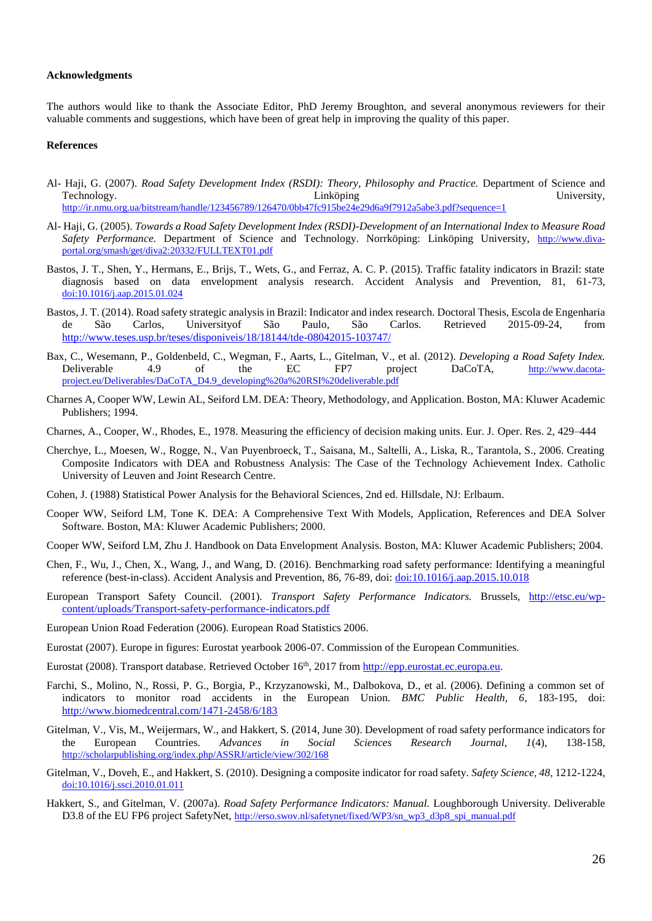**Acknowledgments**

The authors would like to thank the Associate Editor, PhD Jeremy Broughton, and several anonymous reviewers for their valuable comments and suggestions, which have been of great help in improving the quality of this paper.

**References**

Al- Haji, G. (2007). *Road Safety Development Index (RSDI): Theory, Philosophy and Practice.* Department of Science and Technology. Linköping University, http://ir.nmu.org.ua/bitstream/handle/123456789/126470/0bb47fc915be24e29d6a9f7912a5abe3.pdf?sequence=1

Al- Haji, G. (2005). *Towards a Road Safety Development Index (RSDI)-Development of an International Index to Measure Road Safety Performance.* Department of Science and Technology. Norrköping: Linköping University, http://www.diva-portal.org/smash/get/diva2:20332/FULLTEXT01.pdf

Bastos, J. T., Shen, Y., Hermans, E., Brijs, T., Wets, G., and Ferraz, A. C. P. (2015). Traffic fatality indicators in Brazil: state diagnosis based on data envelopment analysis research. Accident Analysis and Prevention, 81, 61-73, doi:10.1016/j.aap.2015.01.024

Bastos, J. T. (2014). Road safety strategic analysis in Brazil: Indicator and index research. Doctoral Thesis, Escola de Engenharia de São Carlos, Universityof São Paulo, São Carlos. Retrieved 2015-09-24, from http://www.teses.usp.br/teses/disponiveis/18/18144/tde-08042015-103747/

Bax, C., Wesemann, P., Goldenbeld, C., Wegman, F., Aarts, L., Gitelman, V., et al. (2012). *Developing a Road Safety Index.* Deliverable 4.9 of the EC FP7 project DaCoTA, http://www.dacota-project.eu/Deliverables/DaCoTA_D4.9_developing%20a%20RSI%20deliverable.pdf

Charnes A, Cooper WW, Lewin AL, Seiford LM. DEA: Theory, Methodology, and Application. Boston, MA: Kluwer Academic Publishers; 1994.

Charnes, A., Cooper, W., Rhodes, E., 1978. Measuring the efficiency of decision making units. Eur. J. Oper. Res. 2, 429–444

Cherchye, L., Moesen, W., Rogge, N., Van Puyenbroeck, T., Saisana, M., Saltelli, A., Liska, R., Tarantola, S., 2006. Creating Composite Indicators with DEA and Robustness Analysis: The Case of the Technology Achievement Index. Catholic University of Leuven and Joint Research Centre.

Cohen, J. (1988) Statistical Power Analysis for the Behavioral Sciences, 2nd ed. Hillsdale, NJ: Erlbaum.

Cooper WW, Seiford LM, Tone K. DEA: A Comprehensive Text With Models, Application, References and DEA Solver Software. Boston, MA: Kluwer Academic Publishers; 2000.

Cooper WW, Seiford LM, Zhu J. Handbook on Data Envelopment Analysis. Boston, MA: Kluwer Academic Publishers; 2004.

Chen, F., Wu, J., Chen, X., Wang, J., and Wang, D. (2016). Benchmarking road safety performance: Identifying a meaningful reference (best-in-class). Accident Analysis and Prevention, 86, 76-89, doi: doi:10.1016/j.aap.2015.10.018

European Transport Safety Council. (2001). *Transport Safety Performance Indicators.* Brussels, http://etsc.eu/wp-content/uploads/Transport-safety-performance-indicators.pdf

European Union Road Federation (2006). European Road Statistics 2006.

Eurostat (2007). Europe in figures: Eurostat yearbook 2006-07. Commission of the European Communities.

Eurostat (2008). Transport database. Retrieved October 16th, 2017 from http://epp.eurostat.ec.europa.eu.

Farchi, S., Molino, N., Rossi, P. G., Borgia, P., Krzyzanowski, M., Dalbokova, D., et al. (2006). Defining a common set of indicators to monitor road accidents in the European Union. *BMC Public Health, 6*, 183-195, doi: http://www.biomedcentral.com/1471-2458/6/183

Gitelman, V., Vis, M., Weijermars, W., and Hakkert, S. (2014, June 30). Development of road safety performance indicators for the European Countries. *Advances in Social Sciences Research Journal, 1*(4), 138-158, http://scholarpublishing.org/index.php/ASSRJ/article/view/302/168

Gitelman, V., Doveh, E., and Hakkert, S. (2010). Designing a composite indicator for road safety. *Safety Science, 48*, 1212-1224, doi:10.1016/j.ssci.2010.01.011

Hakkert, S., and Gitelman, V. (2007a). *Road Safety Performance Indicators: Manual.* Loughborough University. Deliverable D3.8 of the EU FP6 project SafetyNet, http://erso.swov.nl/safetynet/fixed/WP3/sn_wp3_d3p8_spi_manual.pdf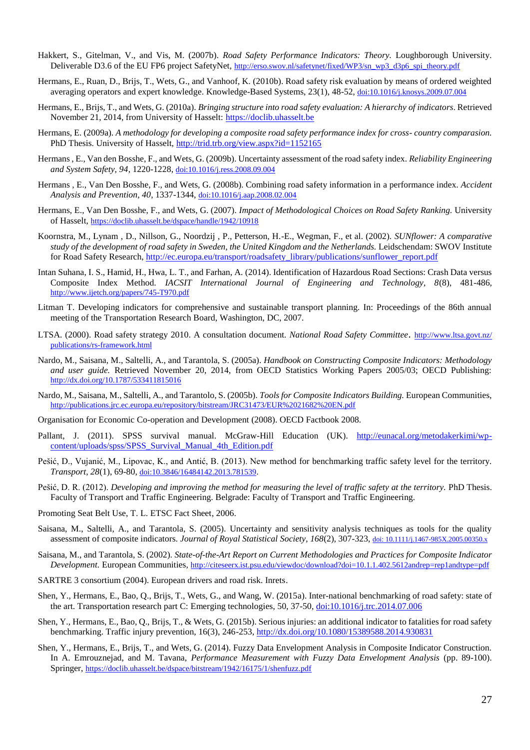Hakkert, S., Gitelman, V., and Vis, M. (2007b). *Road Safety Performance Indicators: Theory.* Loughborough University. Deliverable D3.6 of the EU FP6 project SafetyNet, http://erso.swov.nl/safetynet/fixed/WP3/sn_wp3_d3p6_spi_theory.pdf

Hermans, E., Ruan, D., Brijs, T., Wets, G., and Vanhoof, K. (2010b). Road safety risk evaluation by means of ordered weighted averaging operators and expert knowledge. Knowledge-Based Systems, 23(1), 48-52, doi:10.1016/j.knosys.2009.07.004

Hermans, E., Brijs, T., and Wets, G. (2010a). *Bringing structure into road safety evaluation: A hierarchy of indicators*. Retrieved November 21, 2014, from University of Hasselt: https://doclib.uhasselt.be

Hermans, E. (2009a). *A methodology for developing a composite road safety performance index for cross- country comparasion.* PhD Thesis. University of Hasselt, http://trid.trb.org/view.aspx?id=1152165

Hermans , E., Van den Bosshe, F., and Wets, G. (2009b). Uncertainty assessment of the road safety index. *Reliability Engineering and System Safety, 94*, 1220-1228, doi:10.1016/j.ress.2008.09.004

Hermans , E., Van Den Bosshe, F., and Wets, G. (2008b). Combining road safety information in a performance index. *Accident Analysis and Prevention, 40*, 1337-1344, doi:10.1016/j.aap.2008.02.004

Hermans, E., Van Den Bosshe, F., and Wets, G. (2007). *Impact of Methodological Choices on Road Safety Ranking.* University of Hasselt, https://doclib.uhasselt.be/dspace/handle/1942/10918

Koornstra, M., Lynam , D., Nillson, G., Noordzij , P., Petterson, H.-E., Wegman, F., et al. (2002). *SUNflower: A comparative study of the development of road safety in Sweden, the United Kingdom and the Netherlands.* Leidschendam: SWOV Institute for Road Safety Research, http://ec.europa.eu/transport/roadsafety_library/publications/sunflower_report.pdf

Intan Suhana, I. S., Hamid, H., Hwa, L. T., and Farhan, A. (2014). Identification of Hazardous Road Sections: Crash Data versus Composite Index Method. *IACSIT International Journal of Engineering and Technology, 8*(8), 481-486, http://www.ijetch.org/papers/745-T970.pdf

Litman T. Developing indicators for comprehensive and sustainable transport planning. In: Proceedings of the 86th annual meeting of the Transportation Research Board, Washington, DC, 2007.

LTSA. (2000). Road safety strategy 2010. A consultation document. *National Road Safety Committee*. http://www.ltsa.govt.nz/publications/rs-framework.html

Nardo, M., Saisana, M., Saltelli, A., and Tarantola, S. (2005a). *Handbook on Constructing Composite Indicators: Methodology and user guide.* Retrieved November 20, 2014, from OECD Statistics Working Papers 2005/03; OECD Publishing: http://dx.doi.org/10.1787/533411815016

Nardo, M., Saisana, M., Saltelli, A., and Tarantolo, S. (2005b). *Tools for Composite Indicators Building.* European Communities, http://publications.jrc.ec.europa.eu/repository/bitstream/JRC31473/EUR%2021682%20EN.pdf

Organisation for Economic Co-operation and Development (2008). OECD Factbook 2008.

Pallant, J. (2011). SPSS survival manual. McGraw-Hill Education (UK). http://eunacal.org/metodakerkimi/wp-content/uploads/spss/SPSS_Survival_Manual_4th_Edition.pdf

Pešić, D., Vujanić, M., Lipovac, K., and Antić, B. (2013). New method for benchmarking traffic safety level for the territory. *Transport, 28*(1), 69-80, doi:10.3846/16484142.2013.781539.

Pešić, D. R. (2012). *Developing and improving the method for measuring the level of traffic safety at the territory.* PhD Thesis. Faculty of Transport and Traffic Engineering. Belgrade: Faculty of Transport and Traffic Engineering.

Promoting Seat Belt Use, T. L. ETSC Fact Sheet, 2006.

Saisana, M., Saltelli, A., and Tarantola, S. (2005). Uncertainty and sensitivity analysis techniques as tools for the quality assessment of composite indicators. *Journal of Royal Statistical Society, 168*(2), 307-323, doi: 10.1111/j.1467-985X.2005.00350.x

Saisana, M., and Tarantola, S. (2002). *State-of-the-Art Report on Current Methodologies and Practices for Composite Indicator Development.* European Communities, http://citeseerx.ist.psu.edu/viewdoc/download?doi=10.1.1.402.5612andrep=rep1andtype=pdf

SARTRE 3 consortium (2004). European drivers and road risk. Inrets.

Shen, Y., Hermans, E., Bao, Q., Brijs, T., Wets, G., and Wang, W. (2015a). Inter-national benchmarking of road safety: state of the art. Transportation research part C: Emerging technologies, 50, 37-50, doi:10.1016/j.trc.2014.07.006

Shen, Y., Hermans, E., Bao, Q., Brijs, T., & Wets, G. (2015b). Serious injuries: an additional indicator to fatalities for road safety benchmarking. Traffic injury prevention, 16(3), 246-253, http://dx.doi.org/10.1080/15389588.2014.930831

Shen, Y., Hermans, E., Brijs, T., and Wets, G. (2014). Fuzzy Data Envelopment Analysis in Composite Indicator Construction. In A. Emrouznejad, and M. Tavana, *Performance Measurement with Fuzzy Data Envelopment Analysis* (pp. 89-100). Springer, https://doclib.uhasselt.be/dspace/bitstream/1942/16175/1/shenfuzz.pdf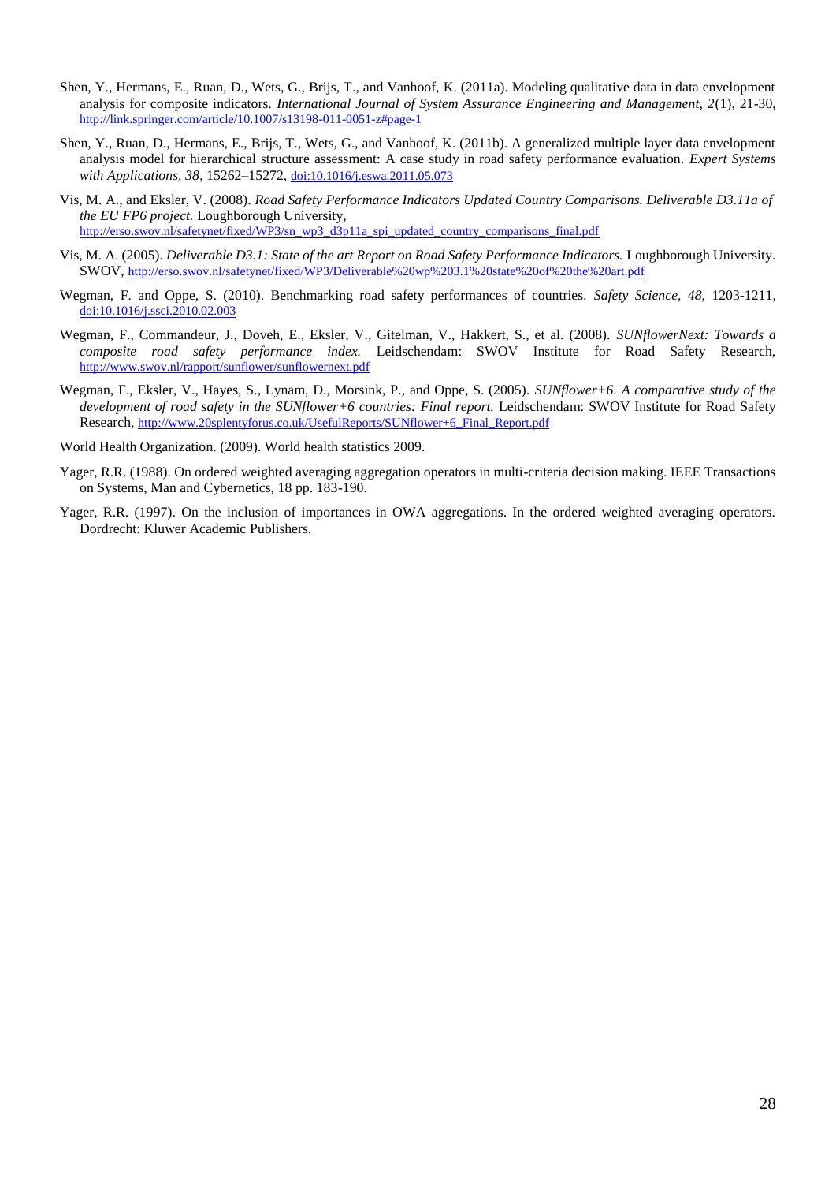Shen, Y., Hermans, E., Ruan, D., Wets, G., Brijs, T., and Vanhoof, K. (2011a). Modeling qualitative data in data envelopment analysis for composite indicators. *International Journal of System Assurance Engineering and Management, 2*(1), 21-30, http://link.springer.com/article/10.1007/s13198-011-0051-z#page-1

Shen, Y., Ruan, D., Hermans, E., Brijs, T., Wets, G., and Vanhoof, K. (2011b). A generalized multiple layer data envelopment analysis model for hierarchical structure assessment: A case study in road safety performance evaluation. *Expert Systems with Applications, 38*, 15262–15272, doi:10.1016/j.eswa.2011.05.073

Vis, M. A., and Eksler, V. (2008). *Road Safety Performance Indicators Updated Country Comparisons. Deliverable D3.11a of the EU FP6 project.* Loughborough University, http://erso.swov.nl/safetynet/fixed/WP3/sn_wp3_d3p11a_spi_updated_country_comparisons_final.pdf

Vis, M. A. (2005). *Deliverable D3.1: State of the art Report on Road Safety Performance Indicators.* Loughborough University. SWOV, http://erso.swov.nl/safetynet/fixed/WP3/Deliverable%20wp%203.1%20state%20of%20the%20art.pdf

Wegman, F. and Oppe, S. (2010). Benchmarking road safety performances of countries. *Safety Science, 48*, 1203-1211, doi:10.1016/j.ssci.2010.02.003

Wegman, F., Commandeur, J., Doveh, E., Eksler, V., Gitelman, V., Hakkert, S., et al. (2008). *SUNflowerNext: Towards a composite road safety performance index.* Leidschendam: SWOV Institute for Road Safety Research, http://www.swov.nl/rapport/sunflower/sunflowernext.pdf

Wegman, F., Eksler, V., Hayes, S., Lynam, D., Morsink, P., and Oppe, S. (2005). *SUNflower+6. A comparative study of the development of road safety in the SUNflower+6 countries: Final report.* Leidschendam: SWOV Institute for Road Safety Research, http://www.20splentyforus.co.uk/UsefulReports/SUNflower+6_Final_Report.pdf

World Health Organization. (2009). World health statistics 2009.

Yager, R.R. (1988). On ordered weighted averaging aggregation operators in multi-criteria decision making. IEEE Transactions on Systems, Man and Cybernetics, 18 pp. 183-190.

Yager, R.R. (1997). On the inclusion of importances in OWA aggregations. In the ordered weighted averaging operators. Dordrecht: Kluwer Academic Publishers.